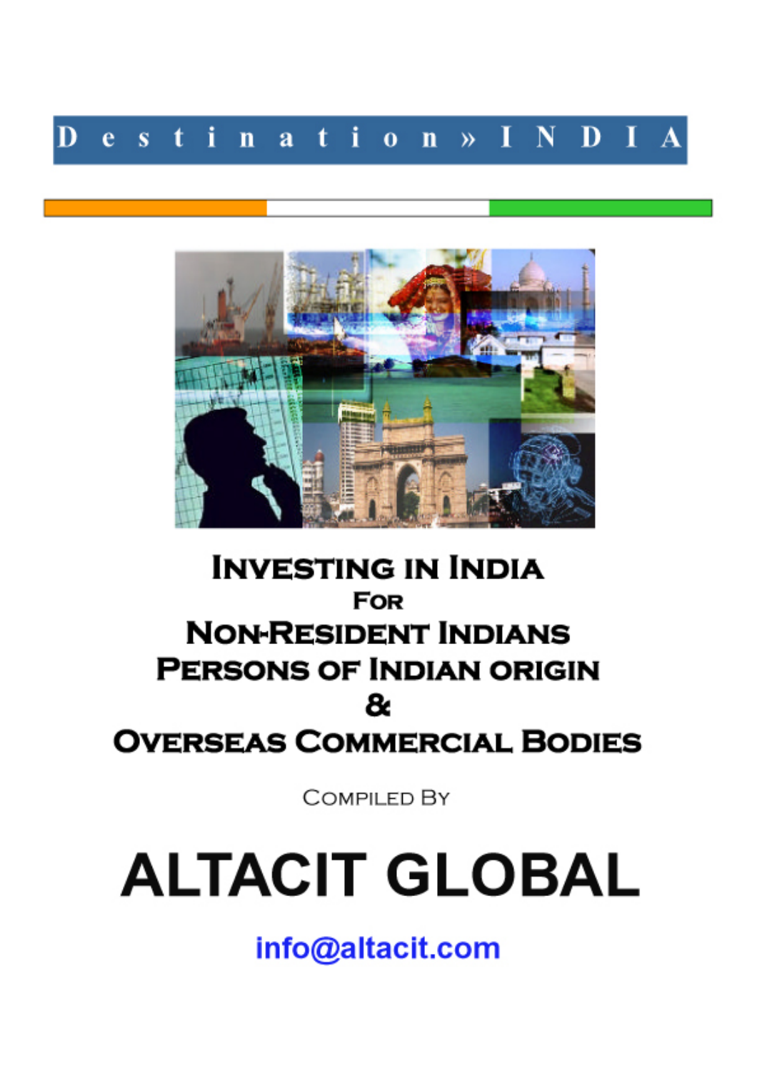Destination » INDIA

# Investing in India
## For
## Non-Resident Indians
## Persons of Indian origin
## &
## Overseas Commercial Bodies

Compiled By

# ALTACIT GLOBAL

info@altacit.com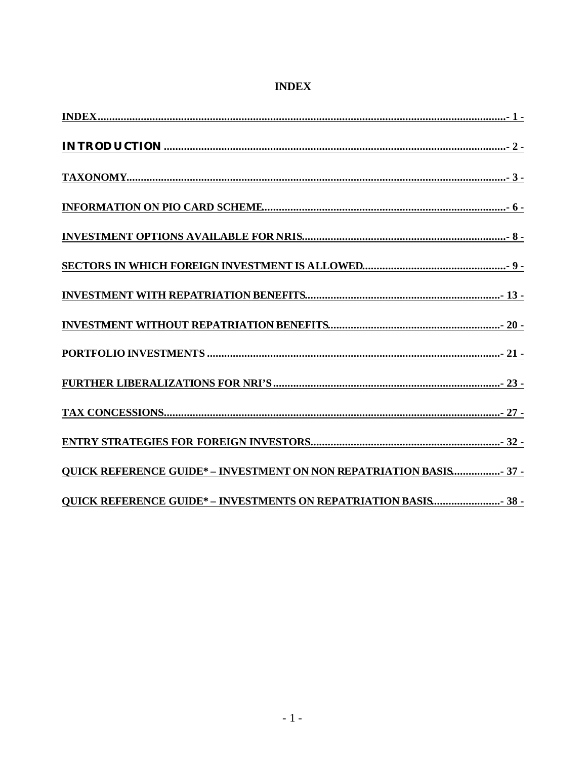# INDEX

INDEX................................................................................................................................- 1 -

INTRODUCTION ........................................................................................................................- 2 -

TAXONOMY.................................................................................................................................- 3 -

INFORMATION ON PIO CARD SCHEME.....................................................................................- 6 -

INVESTMENT OPTIONS AVAILABLE FOR NRIS........................................................................- 8 -

SECTORS IN WHICH FOREIGN INVESTMENT IS ALLOWED...................................................- 9 -

INVESTMENT WITH REPATRIATION BENEFITS.....................................................................- 13 -

INVESTMENT WITHOUT REPATRIATION BENEFITS.............................................................- 20 -

PORTFOLIO INVESTMENTS .......................................................................................................- 21 -

FURTHER LIBERALIZATIONS FOR NRI'S.................................................................................- 23 -

TAX CONCESSIONS......................................................................................................................- 27 -

ENTRY STRATEGIES FOR FOREIGN INVESTORS...................................................................- 32 -

QUICK REFERENCE GUIDE* – INVESTMENT ON NON REPATRIATION BASIS.................- 37 -

QUICK REFERENCE GUIDE* – INVESTMENTS ON REPATRIATION BASIS........................- 38 -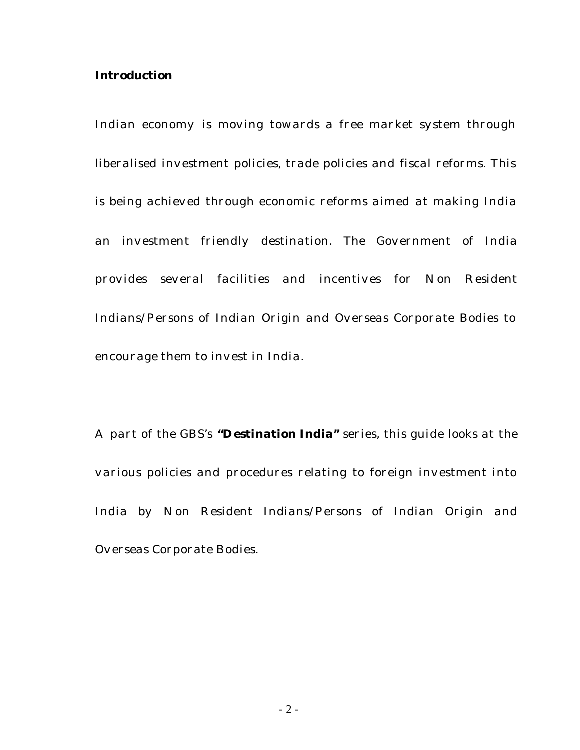**Introduction**

Indian economy is moving towards a free market system through liberalised investment policies, trade policies and fiscal reforms. This is being achieved through economic reforms aimed at making India an investment friendly destination. The Government of India provides several facilities and incentives for Non Resident Indians/Persons of Indian Origin and Overseas Corporate Bodies to encourage them to invest in India.

A part of the GBS's **"Destination India"** series, this guide looks at the various policies and procedures relating to foreign investment into India by Non Resident Indians/Persons of Indian Origin and Overseas Corporate Bodies.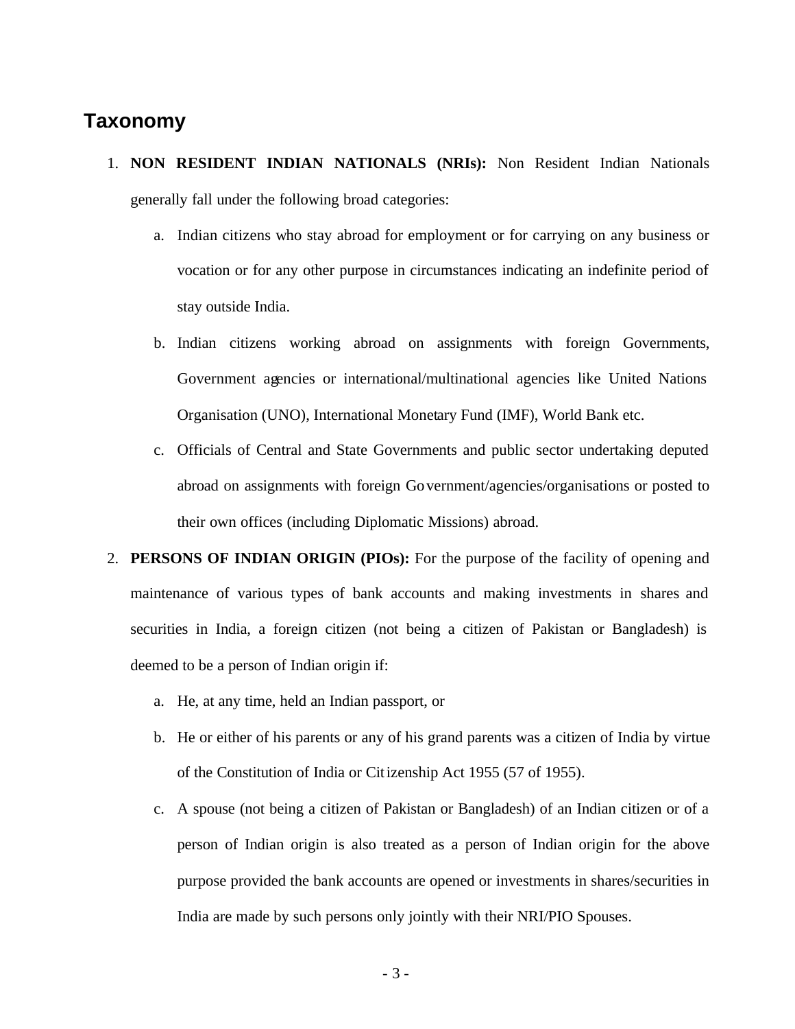## Taxonomy

1. **NON RESIDENT INDIAN NATIONALS (NRIs):** Non Resident Indian Nationals generally fall under the following broad categories:
   a. Indian citizens who stay abroad for employment or for carrying on any business or vocation or for any other purpose in circumstances indicating an indefinite period of stay outside India.
   b. Indian citizens working abroad on assignments with foreign Governments, Government agencies or international/multinational agencies like United Nations Organisation (UNO), International Monetary Fund (IMF), World Bank etc.
   c. Officials of Central and State Governments and public sector undertaking deputed abroad on assignments with foreign Government/agencies/organisations or posted to their own offices (including Diplomatic Missions) abroad.
2. **PERSONS OF INDIAN ORIGIN (PIOs):** For the purpose of the facility of opening and maintenance of various types of bank accounts and making investments in shares and securities in India, a foreign citizen (not being a citizen of Pakistan or Bangladesh) is deemed to be a person of Indian origin if:
   a. He, at any time, held an Indian passport, or
   b. He or either of his parents or any of his grand parents was a citizen of India by virtue of the Constitution of India or Citizenship Act 1955 (57 of 1955).
   c. A spouse (not being a citizen of Pakistan or Bangladesh) of an Indian citizen or of a person of Indian origin is also treated as a person of Indian origin for the above purpose provided the bank accounts are opened or investments in shares/securities in India are made by such persons only jointly with their NRI/PIO Spouses.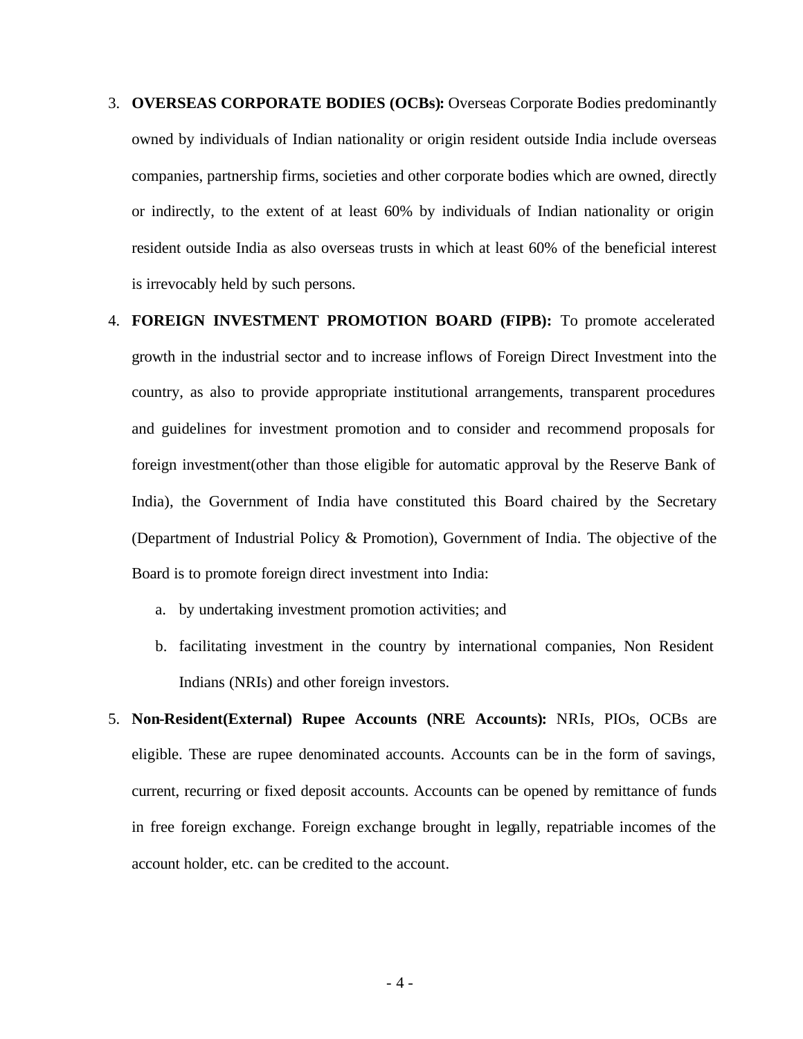3. **OVERSEAS CORPORATE BODIES (OCBs):** Overseas Corporate Bodies predominantly owned by individuals of Indian nationality or origin resident outside India include overseas companies, partnership firms, societies and other corporate bodies which are owned, directly or indirectly, to the extent of at least 60% by individuals of Indian nationality or origin resident outside India as also overseas trusts in which at least 60% of the beneficial interest is irrevocably held by such persons.

4. **FOREIGN INVESTMENT PROMOTION BOARD (FIPB):** To promote accelerated growth in the industrial sector and to increase inflows of Foreign Direct Investment into the country, as also to provide appropriate institutional arrangements, transparent procedures and guidelines for investment promotion and to consider and recommend proposals for foreign investment(other than those eligible for automatic approval by the Reserve Bank of India), the Government of India have constituted this Board chaired by the Secretary (Department of Industrial Policy & Promotion), Government of India. The objective of the Board is to promote foreign direct investment into India:

   a. by undertaking investment promotion activities; and

   b. facilitating investment in the country by international companies, Non Resident Indians (NRIs) and other foreign investors.

5. **Non-Resident(External) Rupee Accounts (NRE Accounts):** NRIs, PIOs, OCBs are eligible. These are rupee denominated accounts. Accounts can be in the form of savings, current, recurring or fixed deposit accounts. Accounts can be opened by remittance of funds in free foreign exchange. Foreign exchange brought in legally, repatriable incomes of the account holder, etc. can be credited to the account.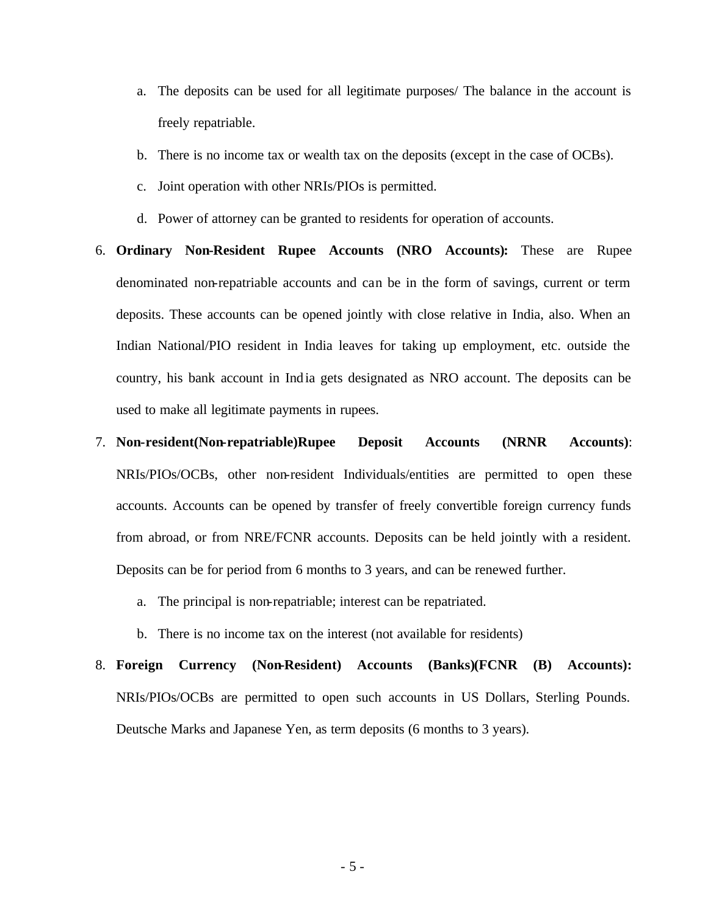a. The deposits can be used for all legitimate purposes/ The balance in the account is freely repatriable.
   b. There is no income tax or wealth tax on the deposits (except in the case of OCBs).
   c. Joint operation with other NRIs/PIOs is permitted.
   d. Power of attorney can be granted to residents for operation of accounts.

6. **Ordinary Non-Resident Rupee Accounts (NRO Accounts):** These are Rupee denominated non-repatriable accounts and can be in the form of savings, current or term deposits. These accounts can be opened jointly with close relative in India, also. When an Indian National/PIO resident in India leaves for taking up employment, etc. outside the country, his bank account in India gets designated as NRO account. The deposits can be used to make all legitimate payments in rupees.

7. **Non-resident(Non-repatriable)Rupee Deposit Accounts (NRNR Accounts)**: NRIs/PIOs/OCBs, other non-resident Individuals/entities are permitted to open these accounts. Accounts can be opened by transfer of freely convertible foreign currency funds from abroad, or from NRE/FCNR accounts. Deposits can be held jointly with a resident. Deposits can be for period from 6 months to 3 years, and can be renewed further.
   a. The principal is non-repatriable; interest can be repatriated.
   b. There is no income tax on the interest (not available for residents)

8. **Foreign Currency (Non-Resident) Accounts (Banks)(FCNR (B) Accounts):** NRIs/PIOs/OCBs are permitted to open such accounts in US Dollars, Sterling Pounds. Deutsche Marks and Japanese Yen, as term deposits (6 months to 3 years).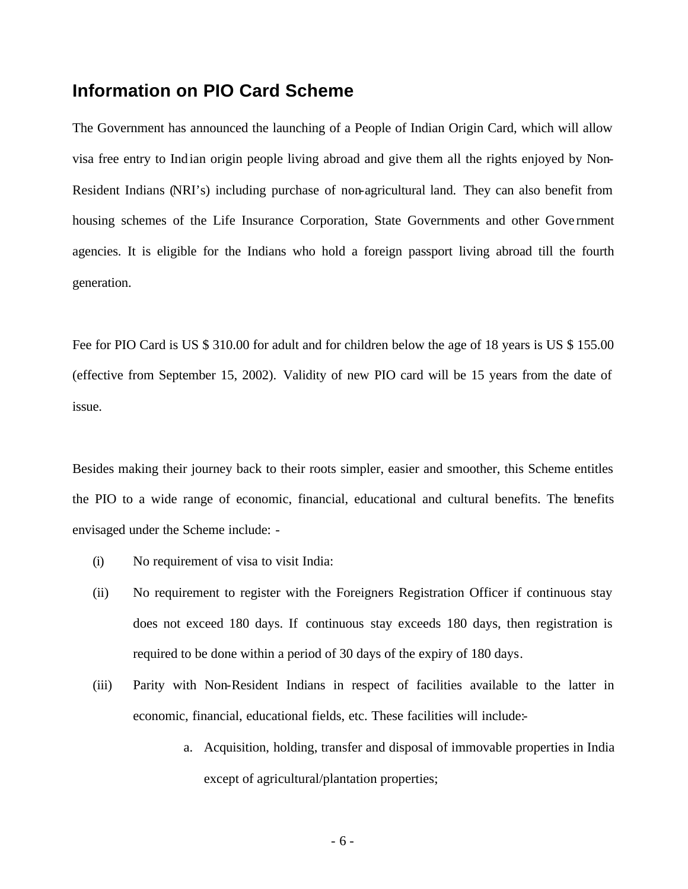## Information on PIO Card Scheme

The Government has announced the launching of a People of Indian Origin Card, which will allow visa free entry to Indian origin people living abroad and give them all the rights enjoyed by Non-Resident Indians (NRI's) including purchase of non-agricultural land. They can also benefit from housing schemes of the Life Insurance Corporation, State Governments and other Government agencies. It is eligible for the Indians who hold a foreign passport living abroad till the fourth generation.

Fee for PIO Card is US $ 310.00 for adult and for children below the age of 18 years is US $ 155.00 (effective from September 15, 2002). Validity of new PIO card will be 15 years from the date of issue.

Besides making their journey back to their roots simpler, easier and smoother, this Scheme entitles the PIO to a wide range of economic, financial, educational and cultural benefits. The benefits envisaged under the Scheme include: -

(i) No requirement of visa to visit India:

(ii) No requirement to register with the Foreigners Registration Officer if continuous stay does not exceed 180 days. If continuous stay exceeds 180 days, then registration is required to be done within a period of 30 days of the expiry of 180 days.

(iii) Parity with Non-Resident Indians in respect of facilities available to the latter in economic, financial, educational fields, etc. These facilities will include:-

a. Acquisition, holding, transfer and disposal of immovable properties in India except of agricultural/plantation properties;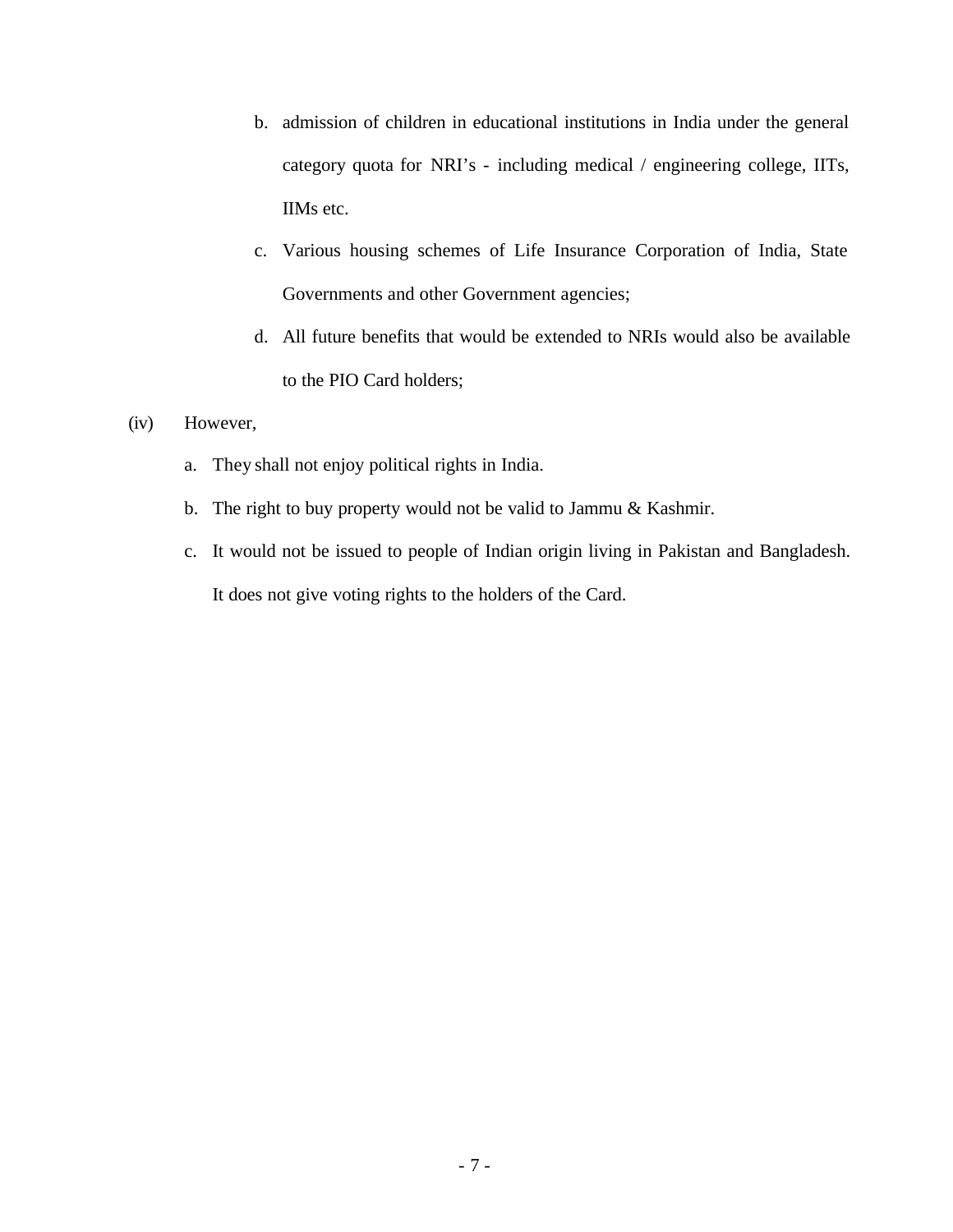b. admission of children in educational institutions in India under the general category quota for NRI's - including medical / engineering college, IITs, IIMs etc.

c. Various housing schemes of Life Insurance Corporation of India, State Governments and other Government agencies;

d. All future benefits that would be extended to NRIs would also be available to the PIO Card holders;

(iv) However,

a. They shall not enjoy political rights in India.

b. The right to buy property would not be valid to Jammu & Kashmir.

c. It would not be issued to people of Indian origin living in Pakistan and Bangladesh. It does not give voting rights to the holders of the Card.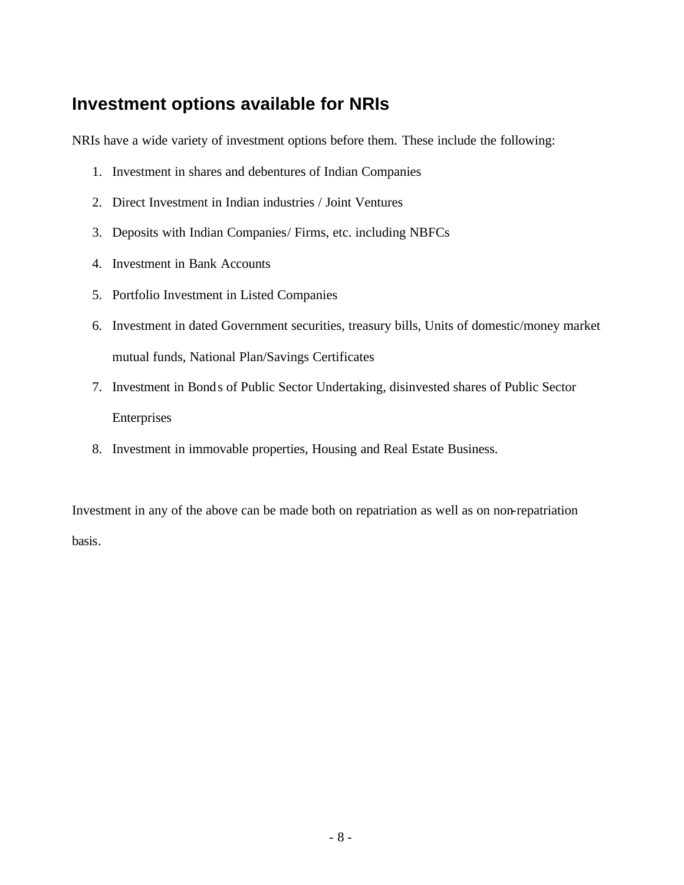## Investment options available for NRIs

NRIs have a wide variety of investment options before them. These include the following:

1. Investment in shares and debentures of Indian Companies
2. Direct Investment in Indian industries / Joint Ventures
3. Deposits with Indian Companies/ Firms, etc. including NBFCs
4. Investment in Bank Accounts
5. Portfolio Investment in Listed Companies
6. Investment in dated Government securities, treasury bills, Units of domestic/money market mutual funds, National Plan/Savings Certificates
7. Investment in Bonds of Public Sector Undertaking, disinvested shares of Public Sector Enterprises
8. Investment in immovable properties, Housing and Real Estate Business.

Investment in any of the above can be made both on repatriation as well as on non-repatriation basis.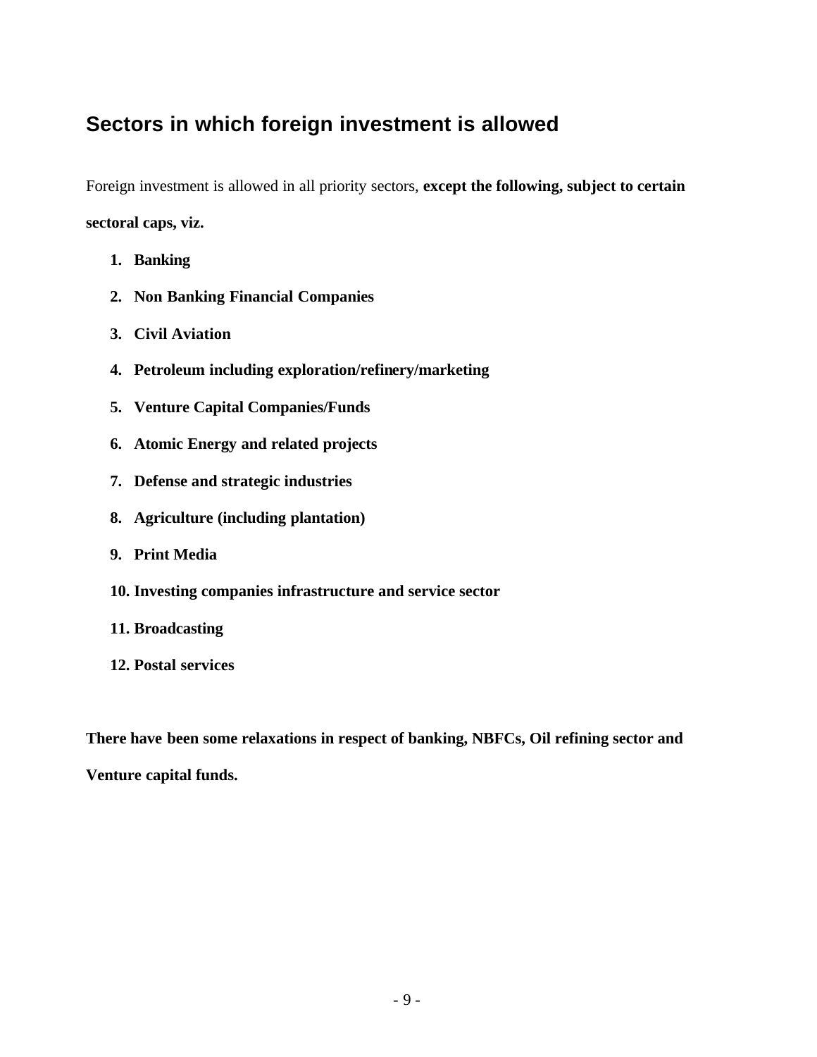## Sectors in which foreign investment is allowed

Foreign investment is allowed in all priority sectors, **except the following, subject to certain sectoral caps, viz.**

1. **Banking**
2. **Non Banking Financial Companies**
3. **Civil Aviation**
4. **Petroleum including exploration/refinery/marketing**
5. **Venture Capital Companies/Funds**
6. **Atomic Energy and related projects**
7. **Defense and strategic industries**
8. **Agriculture (including plantation)**
9. **Print Media**
10. **Investing companies infrastructure and service sector**
11. **Broadcasting**
12. **Postal services**

**There have been some relaxations in respect of banking, NBFCs, Oil refining sector and Venture capital funds.**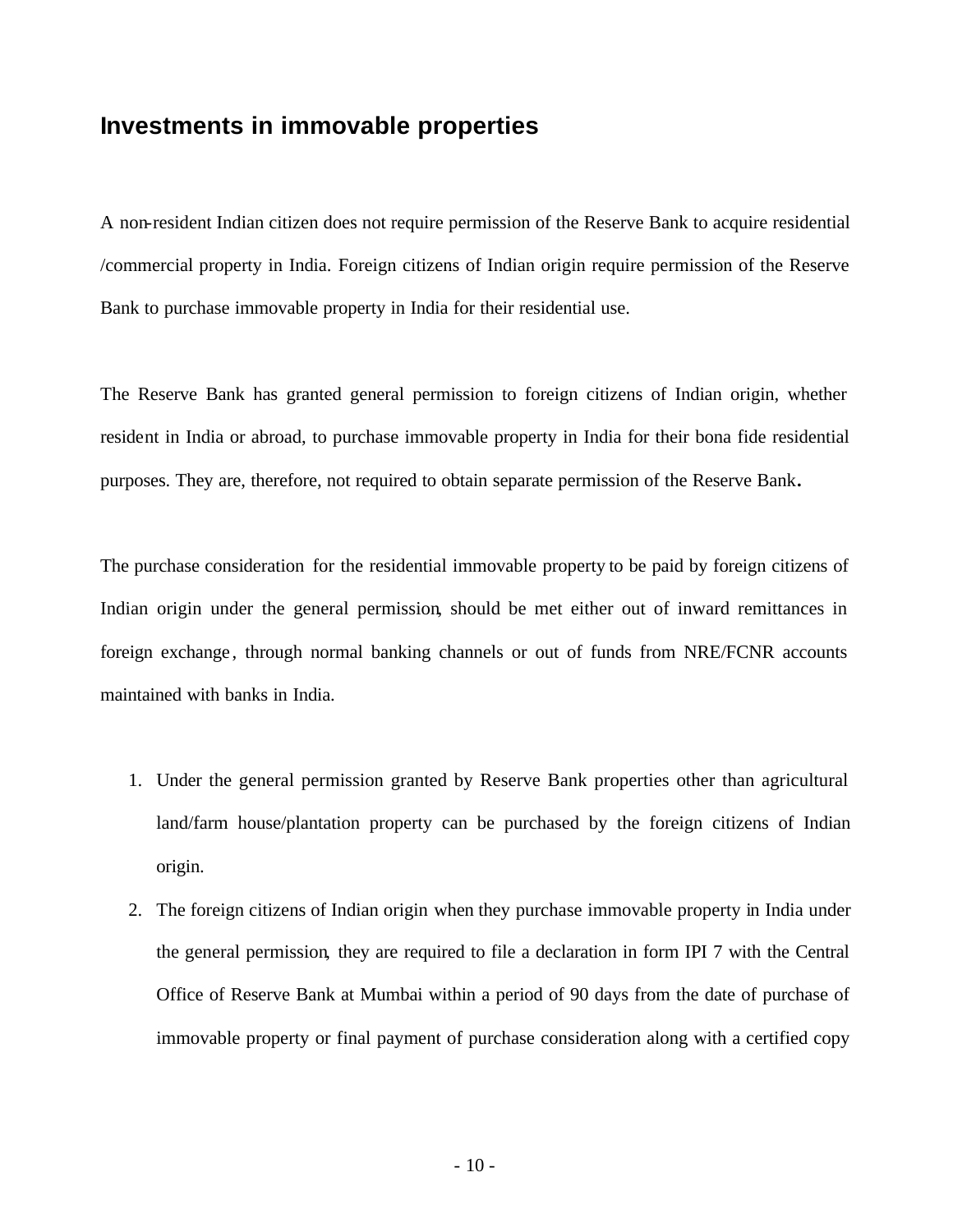## Investments in immovable properties

A non-resident Indian citizen does not require permission of the Reserve Bank to acquire residential /commercial property in India. Foreign citizens of Indian origin require permission of the Reserve Bank to purchase immovable property in India for their residential use.

The Reserve Bank has granted general permission to foreign citizens of Indian origin, whether resident in India or abroad, to purchase immovable property in India for their bona fide residential purposes. They are, therefore, not required to obtain separate permission of the Reserve Bank.

The purchase consideration for the residential immovable property to be paid by foreign citizens of Indian origin under the general permission, should be met either out of inward remittances in foreign exchange, through normal banking channels or out of funds from NRE/FCNR accounts maintained with banks in India.

1. Under the general permission granted by Reserve Bank properties other than agricultural land/farm house/plantation property can be purchased by the foreign citizens of Indian origin.
2. The foreign citizens of Indian origin when they purchase immovable property in India under the general permission, they are required to file a declaration in form IPI 7 with the Central Office of Reserve Bank at Mumbai within a period of 90 days from the date of purchase of immovable property or final payment of purchase consideration along with a certified copy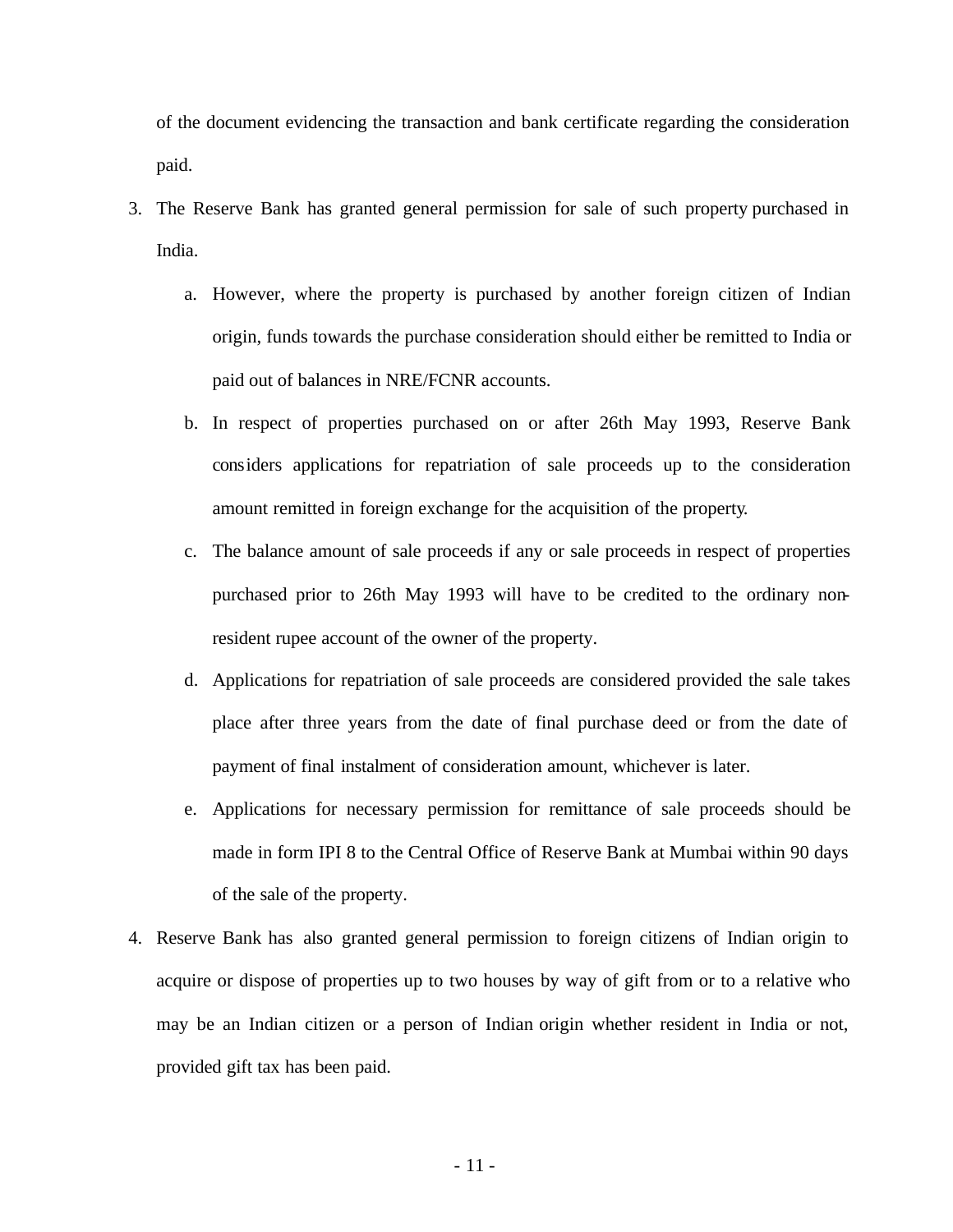of the document evidencing the transaction and bank certificate regarding the consideration paid.

3. The Reserve Bank has granted general permission for sale of such property purchased in India.

    a. However, where the property is purchased by another foreign citizen of Indian origin, funds towards the purchase consideration should either be remitted to India or paid out of balances in NRE/FCNR accounts.

    b. In respect of properties purchased on or after 26th May 1993, Reserve Bank considers applications for repatriation of sale proceeds up to the consideration amount remitted in foreign exchange for the acquisition of the property.

    c. The balance amount of sale proceeds if any or sale proceeds in respect of properties purchased prior to 26th May 1993 will have to be credited to the ordinary non-resident rupee account of the owner of the property.

    d. Applications for repatriation of sale proceeds are considered provided the sale takes place after three years from the date of final purchase deed or from the date of payment of final instalment of consideration amount, whichever is later.

    e. Applications for necessary permission for remittance of sale proceeds should be made in form IPI 8 to the Central Office of Reserve Bank at Mumbai within 90 days of the sale of the property.

4. Reserve Bank has also granted general permission to foreign citizens of Indian origin to acquire or dispose of properties up to two houses by way of gift from or to a relative who may be an Indian citizen or a person of Indian origin whether resident in India or not, provided gift tax has been paid.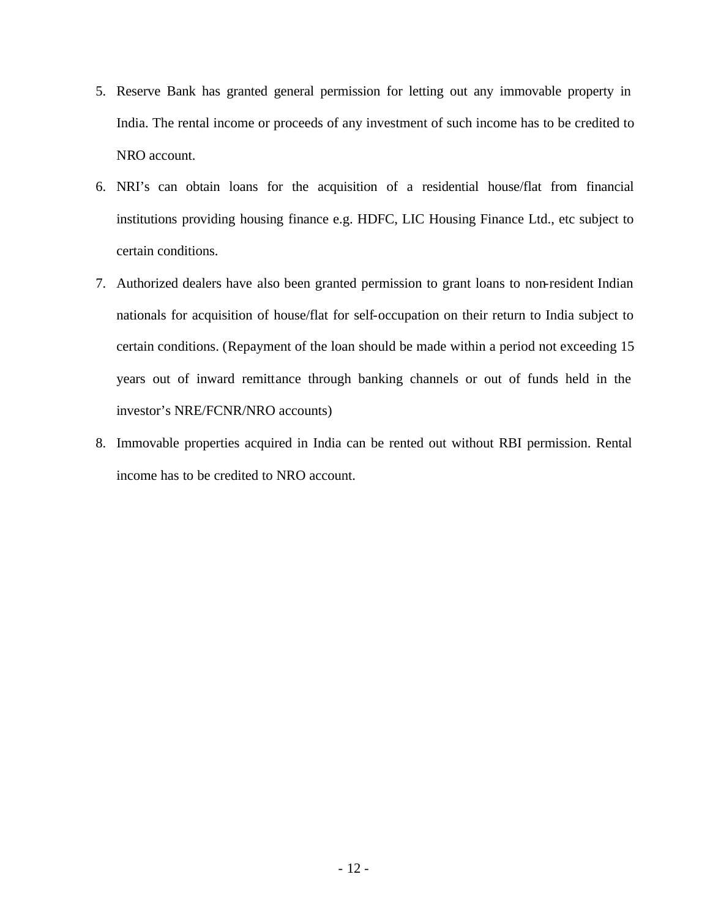5. Reserve Bank has granted general permission for letting out any immovable property in India. The rental income or proceeds of any investment of such income has to be credited to NRO account.
6. NRI's can obtain loans for the acquisition of a residential house/flat from financial institutions providing housing finance e.g. HDFC, LIC Housing Finance Ltd., etc subject to certain conditions.
7. Authorized dealers have also been granted permission to grant loans to non-resident Indian nationals for acquisition of house/flat for self-occupation on their return to India subject to certain conditions. (Repayment of the loan should be made within a period not exceeding 15 years out of inward remittance through banking channels or out of funds held in the investor's NRE/FCNR/NRO accounts)
8. Immovable properties acquired in India can be rented out without RBI permission. Rental income has to be credited to NRO account.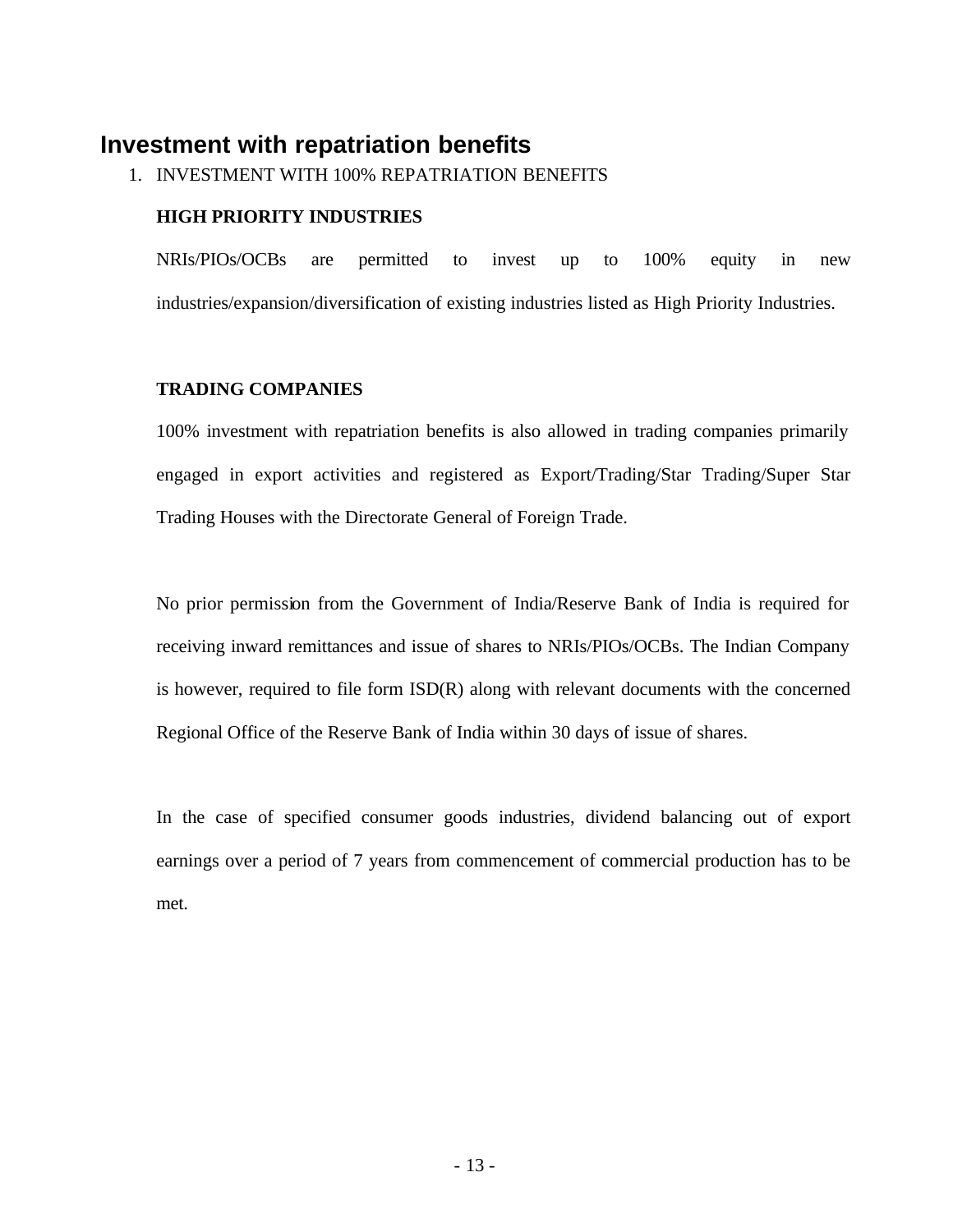## Investment with repatriation benefits

1. INVESTMENT WITH 100% REPATRIATION BENEFITS

   **HIGH PRIORITY INDUSTRIES**

   NRIs/PIOs/OCBs are permitted to invest up to 100% equity in new industries/expansion/diversification of existing industries listed as High Priority Industries.

   **TRADING COMPANIES**

   100% investment with repatriation benefits is also allowed in trading companies primarily engaged in export activities and registered as Export/Trading/Star Trading/Super Star Trading Houses with the Directorate General of Foreign Trade.

   No prior permission from the Government of India/Reserve Bank of India is required for receiving inward remittances and issue of shares to NRIs/PIOs/OCBs. The Indian Company is however, required to file form ISD(R) along with relevant documents with the concerned Regional Office of the Reserve Bank of India within 30 days of issue of shares.

   In the case of specified consumer goods industries, dividend balancing out of export earnings over a period of 7 years from commencement of commercial production has to be met.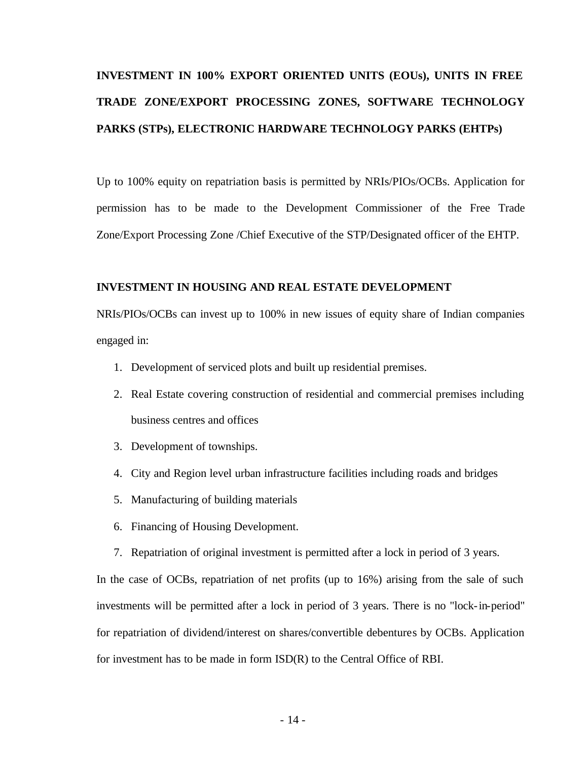## INVESTMENT IN 100% EXPORT ORIENTED UNITS (EOUs), UNITS IN FREE TRADE ZONE/EXPORT PROCESSING ZONES, SOFTWARE TECHNOLOGY PARKS (STPs), ELECTRONIC HARDWARE TECHNOLOGY PARKS (EHTPs)

Up to 100% equity on repatriation basis is permitted by NRIs/PIOs/OCBs. Application for permission has to be made to the Development Commissioner of the Free Trade Zone/Export Processing Zone /Chief Executive of the STP/Designated officer of the EHTP.

### INVESTMENT IN HOUSING AND REAL ESTATE DEVELOPMENT

NRIs/PIOs/OCBs can invest up to 100% in new issues of equity share of Indian companies engaged in:

1. Development of serviced plots and built up residential premises.
2. Real Estate covering construction of residential and commercial premises including business centres and offices
3. Development of townships.
4. City and Region level urban infrastructure facilities including roads and bridges
5. Manufacturing of building materials
6. Financing of Housing Development.
7. Repatriation of original investment is permitted after a lock in period of 3 years.

In the case of OCBs, repatriation of net profits (up to 16%) arising from the sale of such investments will be permitted after a lock in period of 3 years. There is no "lock-in-period" for repatriation of dividend/interest on shares/convertible debentures by OCBs. Application for investment has to be made in form ISD(R) to the Central Office of RBI.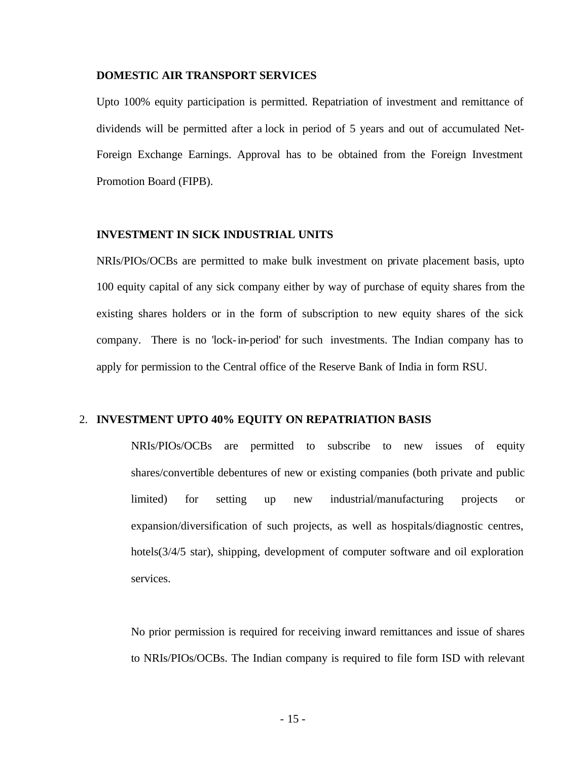**DOMESTIC AIR TRANSPORT SERVICES**

Upto 100% equity participation is permitted. Repatriation of investment and remittance of dividends will be permitted after a lock in period of 5 years and out of accumulated Net-Foreign Exchange Earnings. Approval has to be obtained from the Foreign Investment Promotion Board (FIPB).

**INVESTMENT IN SICK INDUSTRIAL UNITS**

NRIs/PIOs/OCBs are permitted to make bulk investment on private placement basis, upto 100 equity capital of any sick company either by way of purchase of equity shares from the existing shares holders or in the form of subscription to new equity shares of the sick company. There is no 'lock-in-period' for such investments. The Indian company has to apply for permission to the Central office of the Reserve Bank of India in form RSU.

2. **INVESTMENT UPTO 40% EQUITY ON REPATRIATION BASIS**

NRIs/PIOs/OCBs are permitted to subscribe to new issues of equity shares/convertible debentures of new or existing companies (both private and public limited) for setting up new industrial/manufacturing projects or expansion/diversification of such projects, as well as hospitals/diagnostic centres, hotels(3/4/5 star), shipping, development of computer software and oil exploration services.

No prior permission is required for receiving inward remittances and issue of shares to NRIs/PIOs/OCBs. The Indian company is required to file form ISD with relevant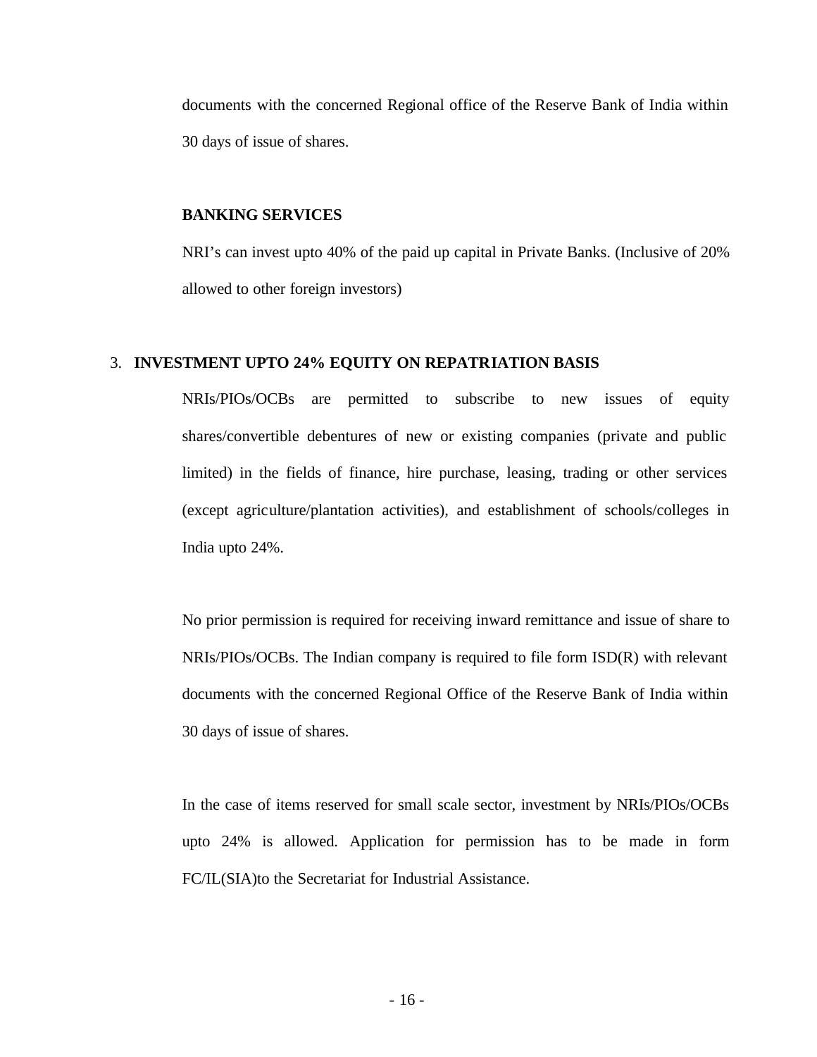documents with the concerned Regional office of the Reserve Bank of India within 30 days of issue of shares.

**BANKING SERVICES**

NRI's can invest upto 40% of the paid up capital in Private Banks. (Inclusive of 20% allowed to other foreign investors)

3. **INVESTMENT UPTO 24% EQUITY ON REPATRIATION BASIS**

NRIs/PIOs/OCBs are permitted to subscribe to new issues of equity shares/convertible debentures of new or existing companies (private and public limited) in the fields of finance, hire purchase, leasing, trading or other services (except agriculture/plantation activities), and establishment of schools/colleges in India upto 24%.

No prior permission is required for receiving inward remittance and issue of share to NRIs/PIOs/OCBs. The Indian company is required to file form ISD(R) with relevant documents with the concerned Regional Office of the Reserve Bank of India within 30 days of issue of shares.

In the case of items reserved for small scale sector, investment by NRIs/PIOs/OCBs upto 24% is allowed. Application for permission has to be made in form FC/IL(SIA)to the Secretariat for Industrial Assistance.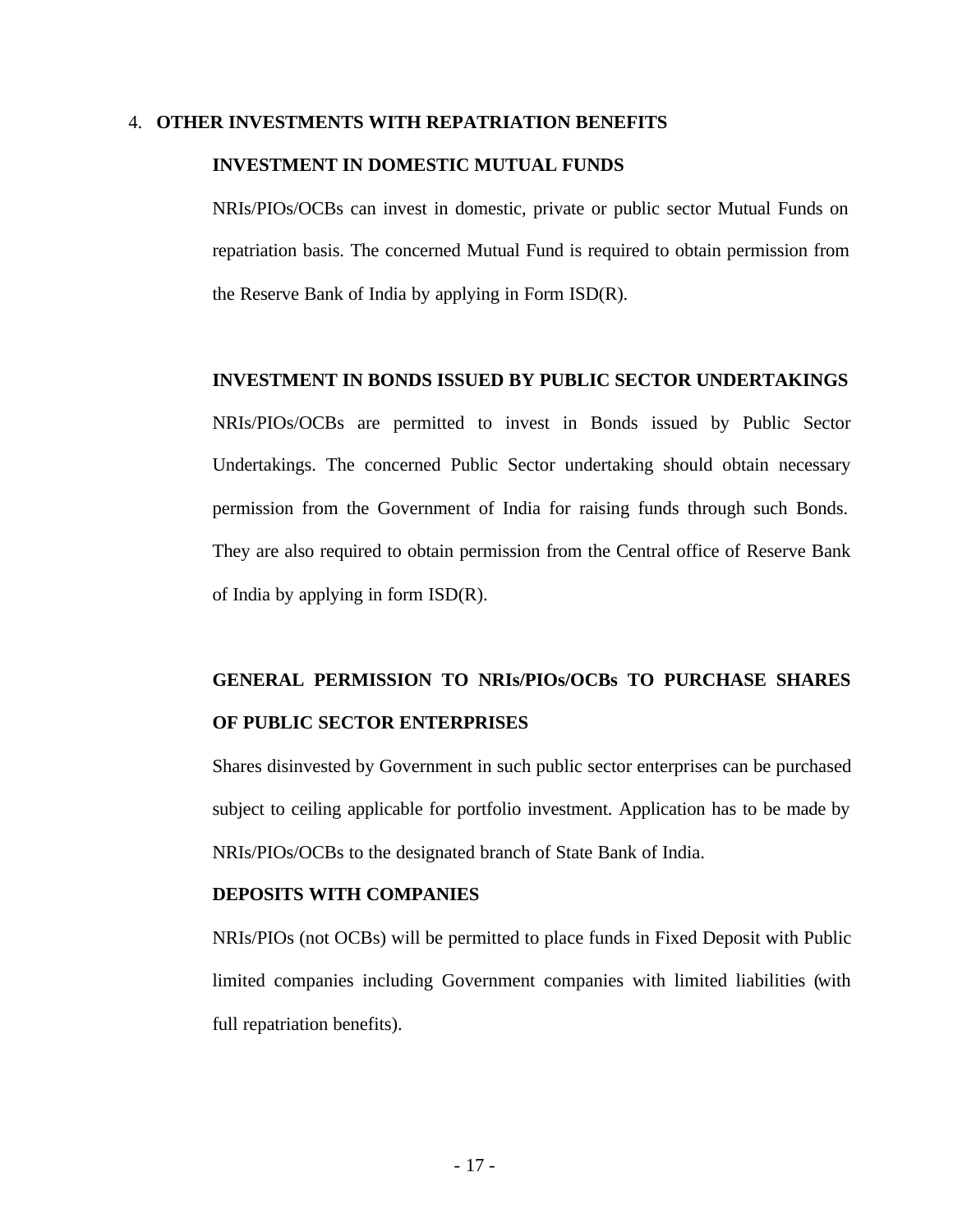## 4. OTHER INVESTMENTS WITH REPATRIATION BENEFITS

### INVESTMENT IN DOMESTIC MUTUAL FUNDS

NRIs/PIOs/OCBs can invest in domestic, private or public sector Mutual Funds on repatriation basis. The concerned Mutual Fund is required to obtain permission from the Reserve Bank of India by applying in Form ISD(R).

### INVESTMENT IN BONDS ISSUED BY PUBLIC SECTOR UNDERTAKINGS

NRIs/PIOs/OCBs are permitted to invest in Bonds issued by Public Sector Undertakings. The concerned Public Sector undertaking should obtain necessary permission from the Government of India for raising funds through such Bonds. They are also required to obtain permission from the Central office of Reserve Bank of India by applying in form ISD(R).

### GENERAL PERMISSION TO NRIs/PIOs/OCBs TO PURCHASE SHARES OF PUBLIC SECTOR ENTERPRISES

Shares disinvested by Government in such public sector enterprises can be purchased subject to ceiling applicable for portfolio investment. Application has to be made by NRIs/PIOs/OCBs to the designated branch of State Bank of India.

### DEPOSITS WITH COMPANIES

NRIs/PIOs (not OCBs) will be permitted to place funds in Fixed Deposit with Public limited companies including Government companies with limited liabilities (with full repatriation benefits).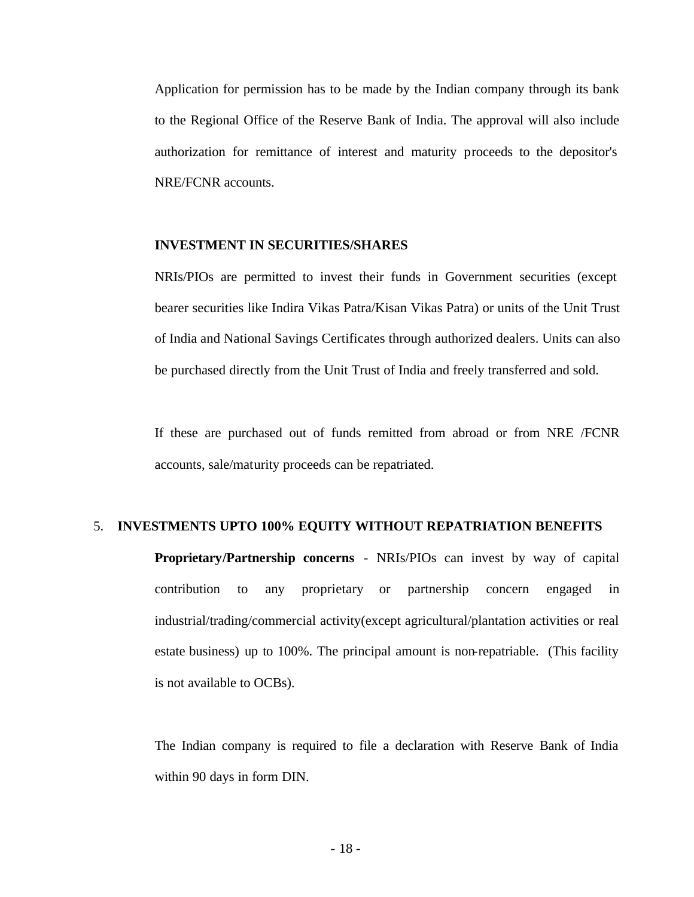Application for permission has to be made by the Indian company through its bank to the Regional Office of the Reserve Bank of India. The approval will also include authorization for remittance of interest and maturity proceeds to the depositor's NRE/FCNR accounts.

**INVESTMENT IN SECURITIES/SHARES**

NRIs/PIOs are permitted to invest their funds in Government securities (except bearer securities like Indira Vikas Patra/Kisan Vikas Patra) or units of the Unit Trust of India and National Savings Certificates through authorized dealers. Units can also be purchased directly from the Unit Trust of India and freely transferred and sold.

If these are purchased out of funds remitted from abroad or from NRE /FCNR accounts, sale/maturity proceeds can be repatriated.

5. **INVESTMENTS UPTO 100% EQUITY WITHOUT REPATRIATION BENEFITS**

**Proprietary/Partnership concerns** - NRIs/PIOs can invest by way of capital contribution to any proprietary or partnership concern engaged in industrial/trading/commercial activity(except agricultural/plantation activities or real estate business) up to 100%. The principal amount is non-repatriable. (This facility is not available to OCBs).

The Indian company is required to file a declaration with Reserve Bank of India within 90 days in form DIN.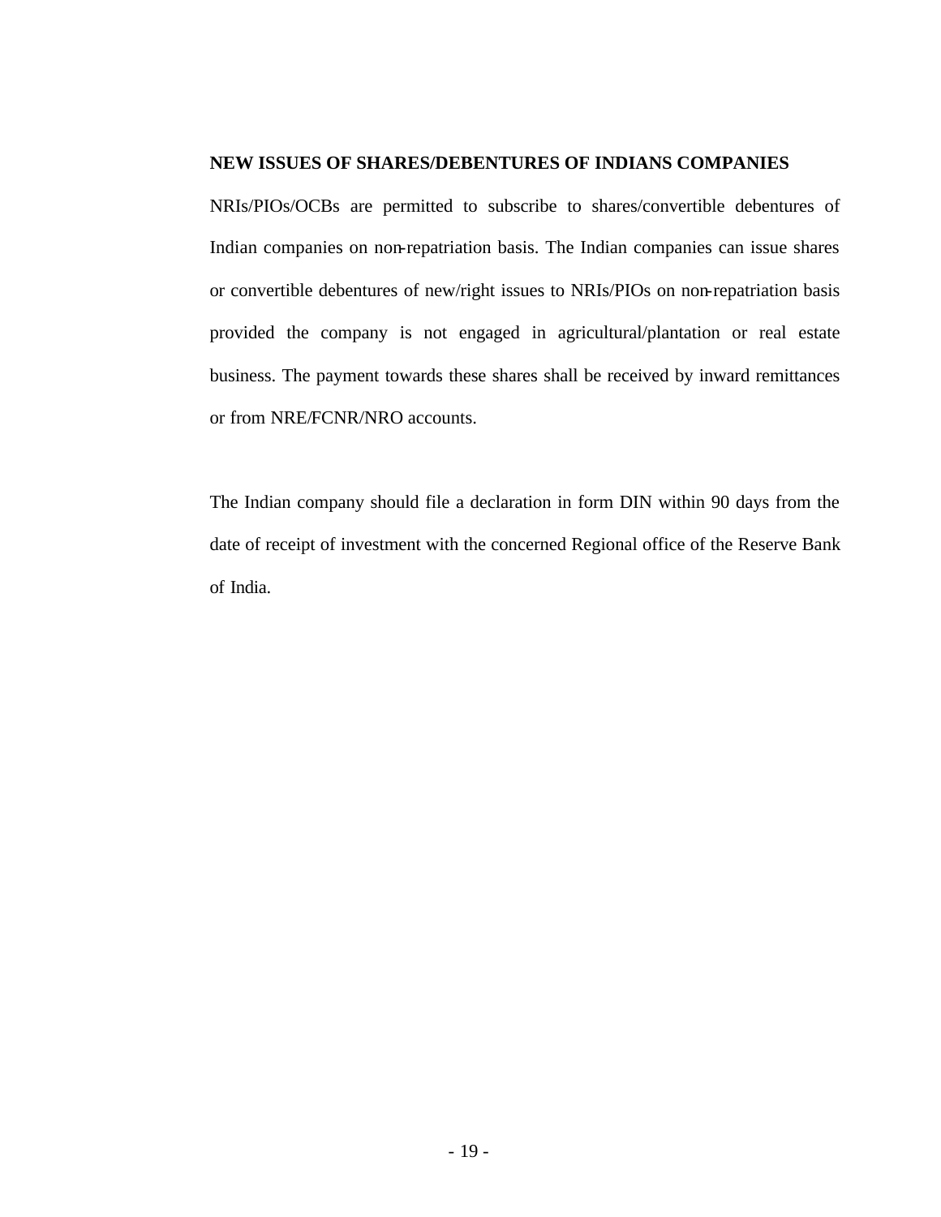**NEW ISSUES OF SHARES/DEBENTURES OF INDIANS COMPANIES**

NRIs/PIOs/OCBs are permitted to subscribe to shares/convertible debentures of Indian companies on non-repatriation basis. The Indian companies can issue shares or convertible debentures of new/right issues to NRIs/PIOs on non-repatriation basis provided the company is not engaged in agricultural/plantation or real estate business. The payment towards these shares shall be received by inward remittances or from NRE/FCNR/NRO accounts.

The Indian company should file a declaration in form DIN within 90 days from the date of receipt of investment with the concerned Regional office of the Reserve Bank of India.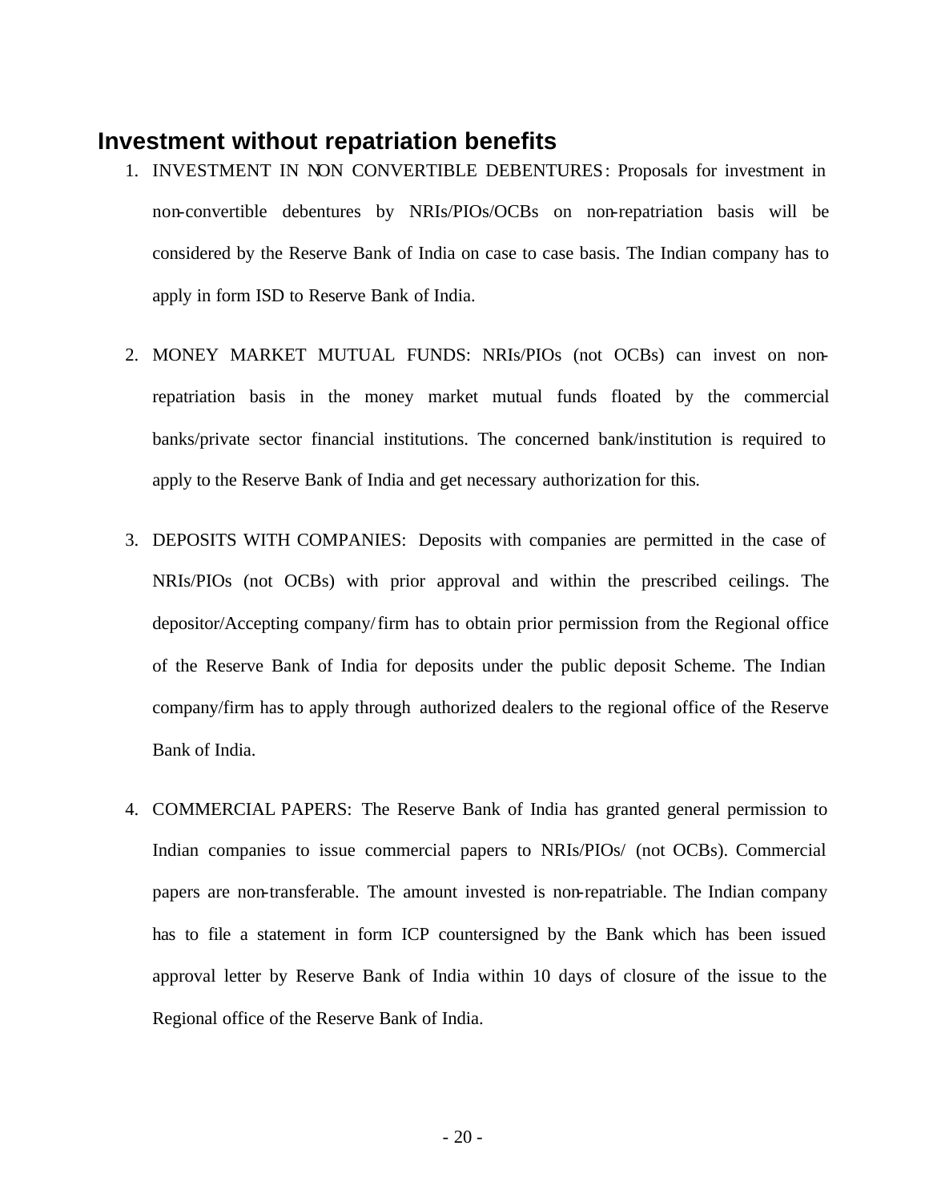## Investment without repatriation benefits

1. INVESTMENT IN NON CONVERTIBLE DEBENTURES: Proposals for investment in non-convertible debentures by NRIs/PIOs/OCBs on non-repatriation basis will be considered by the Reserve Bank of India on case to case basis. The Indian company has to apply in form ISD to Reserve Bank of India.

2. MONEY MARKET MUTUAL FUNDS: NRIs/PIOs (not OCBs) can invest on non-repatriation basis in the money market mutual funds floated by the commercial banks/private sector financial institutions. The concerned bank/institution is required to apply to the Reserve Bank of India and get necessary authorization for this.

3. DEPOSITS WITH COMPANIES: Deposits with companies are permitted in the case of NRIs/PIOs (not OCBs) with prior approval and within the prescribed ceilings. The depositor/Accepting company/ firm has to obtain prior permission from the Regional office of the Reserve Bank of India for deposits under the public deposit Scheme. The Indian company/firm has to apply through authorized dealers to the regional office of the Reserve Bank of India.

4. COMMERCIAL PAPERS: The Reserve Bank of India has granted general permission to Indian companies to issue commercial papers to NRIs/PIOs/ (not OCBs). Commercial papers are non-transferable. The amount invested is non-repatriable. The Indian company has to file a statement in form ICP countersigned by the Bank which has been issued approval letter by Reserve Bank of India within 10 days of closure of the issue to the Regional office of the Reserve Bank of India.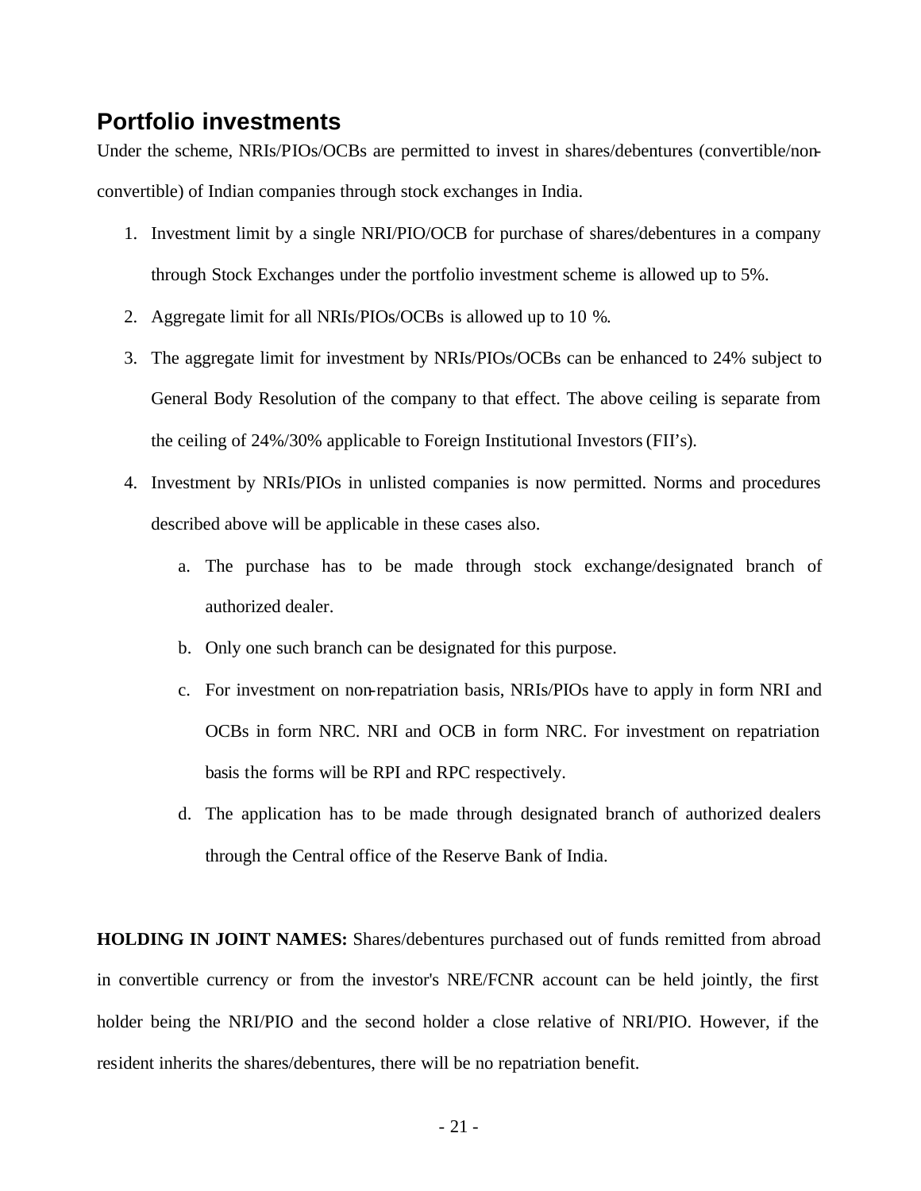## Portfolio investments

Under the scheme, NRIs/PIOs/OCBs are permitted to invest in shares/debentures (convertible/non-convertible) of Indian companies through stock exchanges in India.

1. Investment limit by a single NRI/PIO/OCB for purchase of shares/debentures in a company through Stock Exchanges under the portfolio investment scheme is allowed up to 5%.
2. Aggregate limit for all NRIs/PIOs/OCBs is allowed up to 10 %.
3. The aggregate limit for investment by NRIs/PIOs/OCBs can be enhanced to 24% subject to General Body Resolution of the company to that effect. The above ceiling is separate from the ceiling of 24%/30% applicable to Foreign Institutional Investors (FII's).
4. Investment by NRIs/PIOs in unlisted companies is now permitted. Norms and procedures described above will be applicable in these cases also.
   a. The purchase has to be made through stock exchange/designated branch of authorized dealer.
   b. Only one such branch can be designated for this purpose.
   c. For investment on non-repatriation basis, NRIs/PIOs have to apply in form NRI and OCBs in form NRC. NRI and OCB in form NRC. For investment on repatriation basis the forms will be RPI and RPC respectively.
   d. The application has to be made through designated branch of authorized dealers through the Central office of the Reserve Bank of India.

**HOLDING IN JOINT NAMES:** Shares/debentures purchased out of funds remitted from abroad in convertible currency or from the investor's NRE/FCNR account can be held jointly, the first holder being the NRI/PIO and the second holder a close relative of NRI/PIO. However, if the resident inherits the shares/debentures, there will be no repatriation benefit.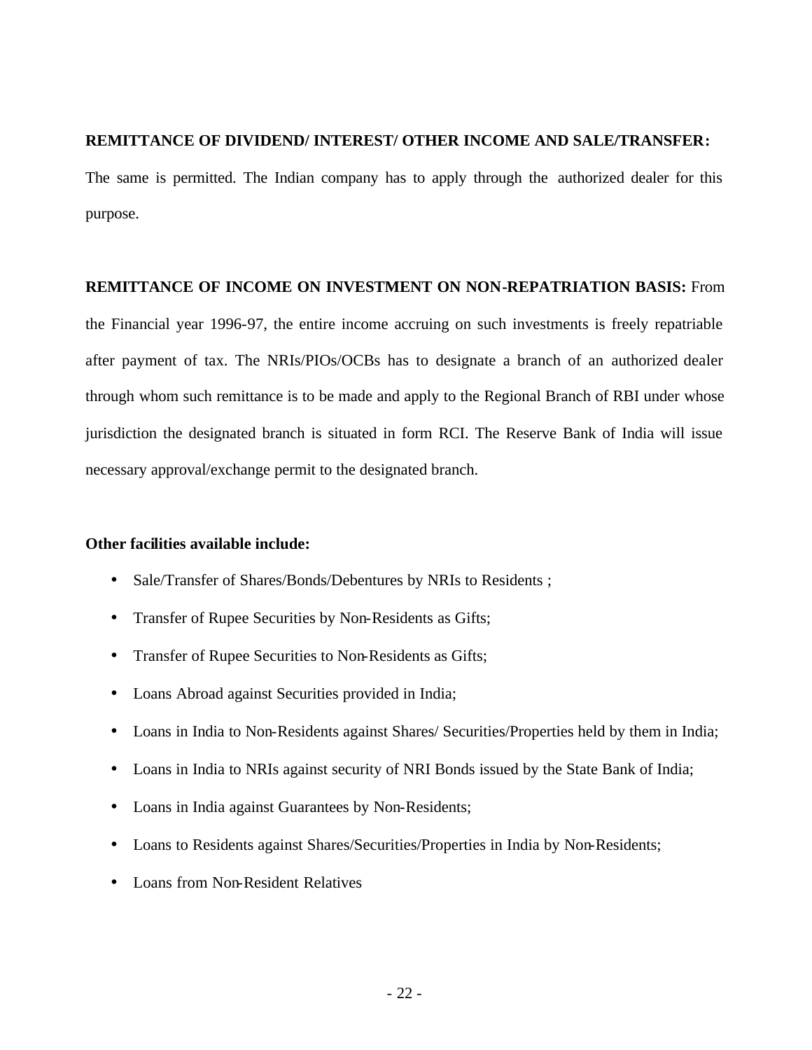**REMITTANCE OF DIVIDEND/ INTEREST/ OTHER INCOME AND SALE/TRANSFER:** The same is permitted. The Indian company has to apply through the authorized dealer for this purpose.

**REMITTANCE OF INCOME ON INVESTMENT ON NON-REPATRIATION BASIS:** From the Financial year 1996-97, the entire income accruing on such investments is freely repatriable after payment of tax. The NRIs/PIOs/OCBs has to designate a branch of an authorized dealer through whom such remittance is to be made and apply to the Regional Branch of RBI under whose jurisdiction the designated branch is situated in form RCI. The Reserve Bank of India will issue necessary approval/exchange permit to the designated branch.

**Other facilities available include:**

- Sale/Transfer of Shares/Bonds/Debentures by NRIs to Residents ;
- Transfer of Rupee Securities by Non-Residents as Gifts;
- Transfer of Rupee Securities to Non-Residents as Gifts;
- Loans Abroad against Securities provided in India;
- Loans in India to Non-Residents against Shares/ Securities/Properties held by them in India;
- Loans in India to NRIs against security of NRI Bonds issued by the State Bank of India;
- Loans in India against Guarantees by Non-Residents;
- Loans to Residents against Shares/Securities/Properties in India by Non-Residents;
- Loans from Non-Resident Relatives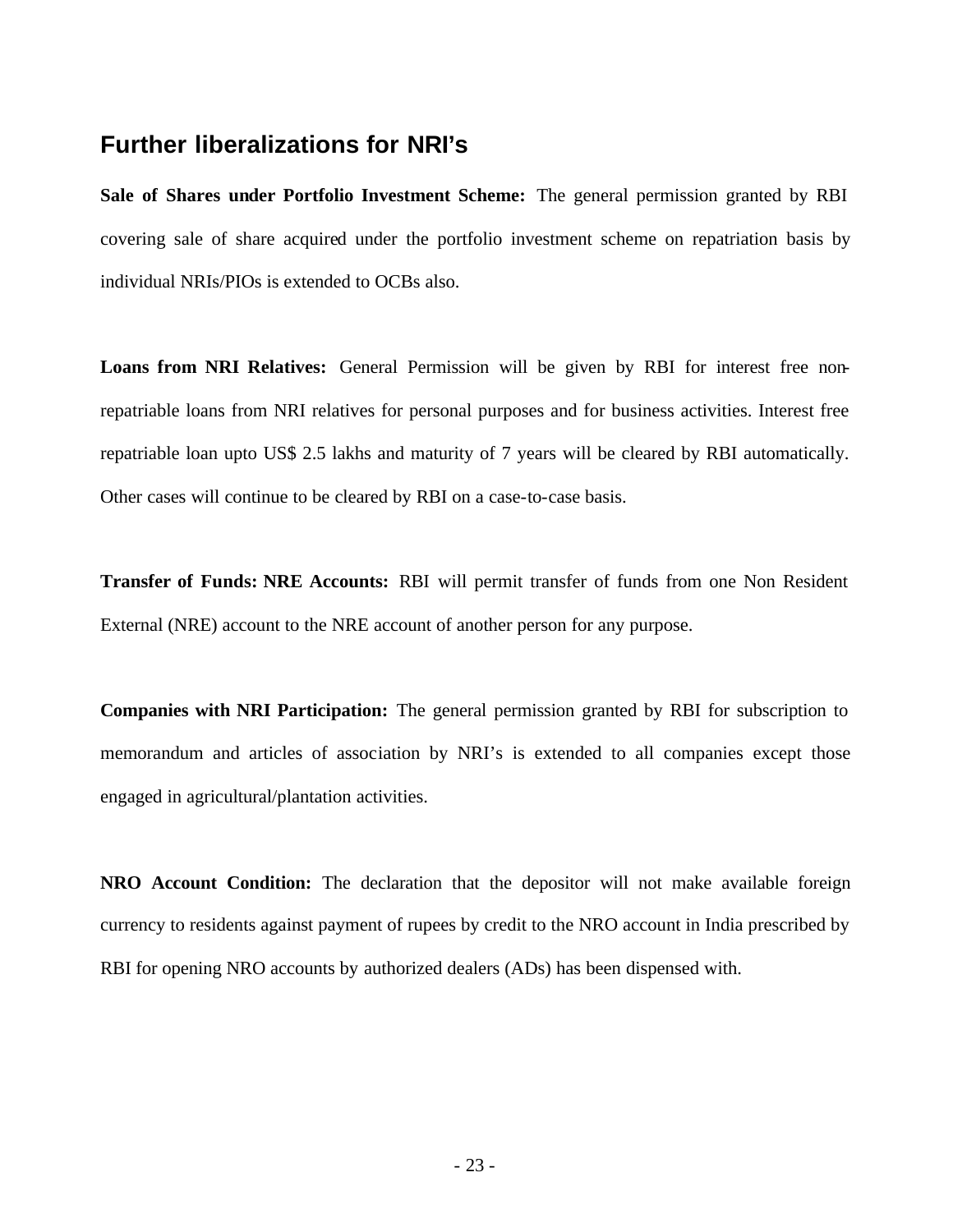## Further liberalizations for NRI's

**Sale of Shares under Portfolio Investment Scheme:** The general permission granted by RBI covering sale of share acquired under the portfolio investment scheme on repatriation basis by individual NRIs/PIOs is extended to OCBs also.

**Loans from NRI Relatives:** General Permission will be given by RBI for interest free non-repatriable loans from NRI relatives for personal purposes and for business activities. Interest free repatriable loan upto US$ 2.5 lakhs and maturity of 7 years will be cleared by RBI automatically. Other cases will continue to be cleared by RBI on a case-to-case basis.

**Transfer of Funds: NRE Accounts:** RBI will permit transfer of funds from one Non Resident External (NRE) account to the NRE account of another person for any purpose.

**Companies with NRI Participation:** The general permission granted by RBI for subscription to memorandum and articles of association by NRI's is extended to all companies except those engaged in agricultural/plantation activities.

**NRO Account Condition:** The declaration that the depositor will not make available foreign currency to residents against payment of rupees by credit to the NRO account in India prescribed by RBI for opening NRO accounts by authorized dealers (ADs) has been dispensed with.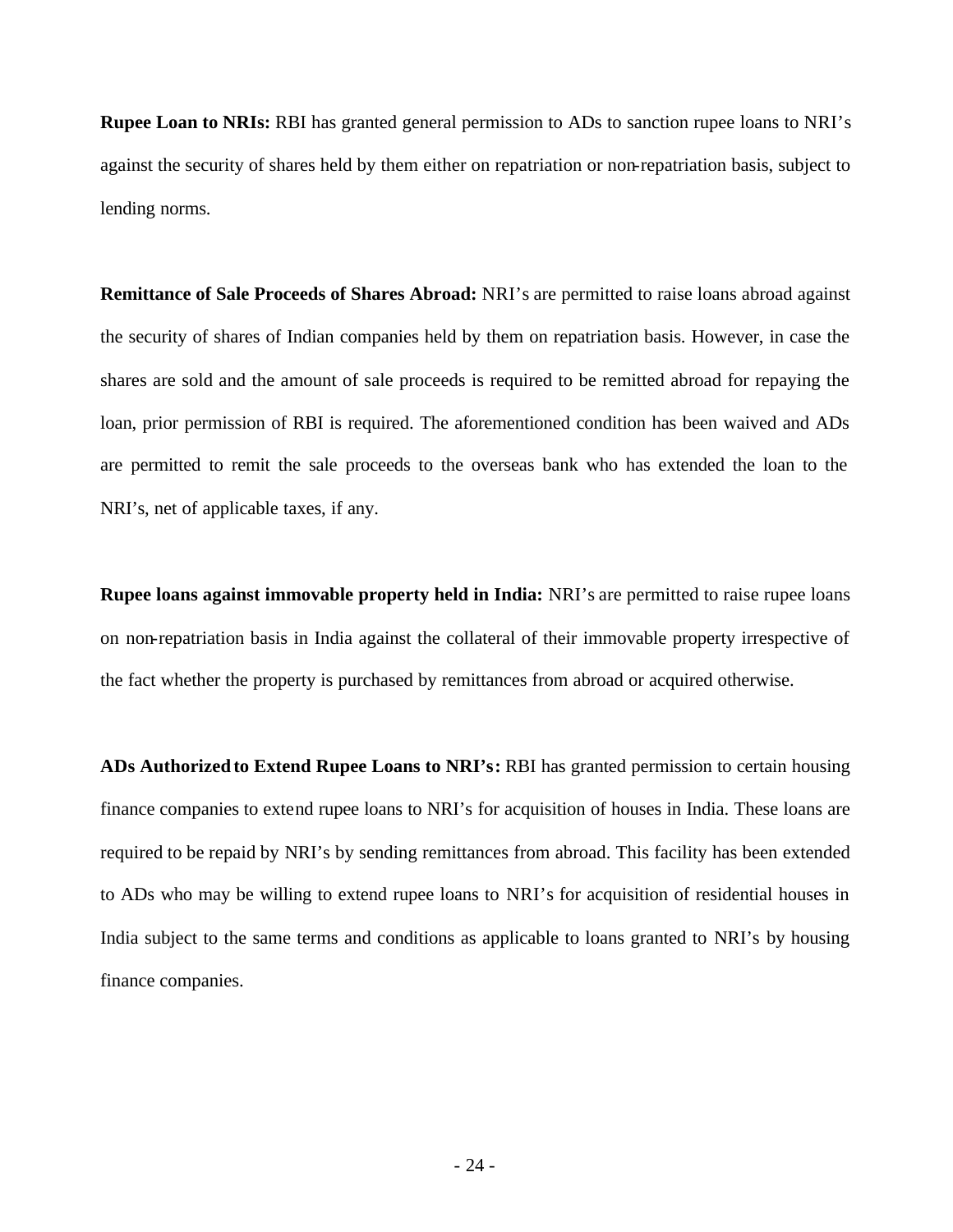**Rupee Loan to NRIs:** RBI has granted general permission to ADs to sanction rupee loans to NRI's against the security of shares held by them either on repatriation or non-repatriation basis, subject to lending norms.

**Remittance of Sale Proceeds of Shares Abroad:** NRI's are permitted to raise loans abroad against the security of shares of Indian companies held by them on repatriation basis. However, in case the shares are sold and the amount of sale proceeds is required to be remitted abroad for repaying the loan, prior permission of RBI is required. The aforementioned condition has been waived and ADs are permitted to remit the sale proceeds to the overseas bank who has extended the loan to the NRI's, net of applicable taxes, if any.

**Rupee loans against immovable property held in India:** NRI's are permitted to raise rupee loans on non-repatriation basis in India against the collateral of their immovable property irrespective of the fact whether the property is purchased by remittances from abroad or acquired otherwise.

**ADs Authorized to Extend Rupee Loans to NRI's:** RBI has granted permission to certain housing finance companies to extend rupee loans to NRI's for acquisition of houses in India. These loans are required to be repaid by NRI's by sending remittances from abroad. This facility has been extended to ADs who may be willing to extend rupee loans to NRI's for acquisition of residential houses in India subject to the same terms and conditions as applicable to loans granted to NRI's by housing finance companies.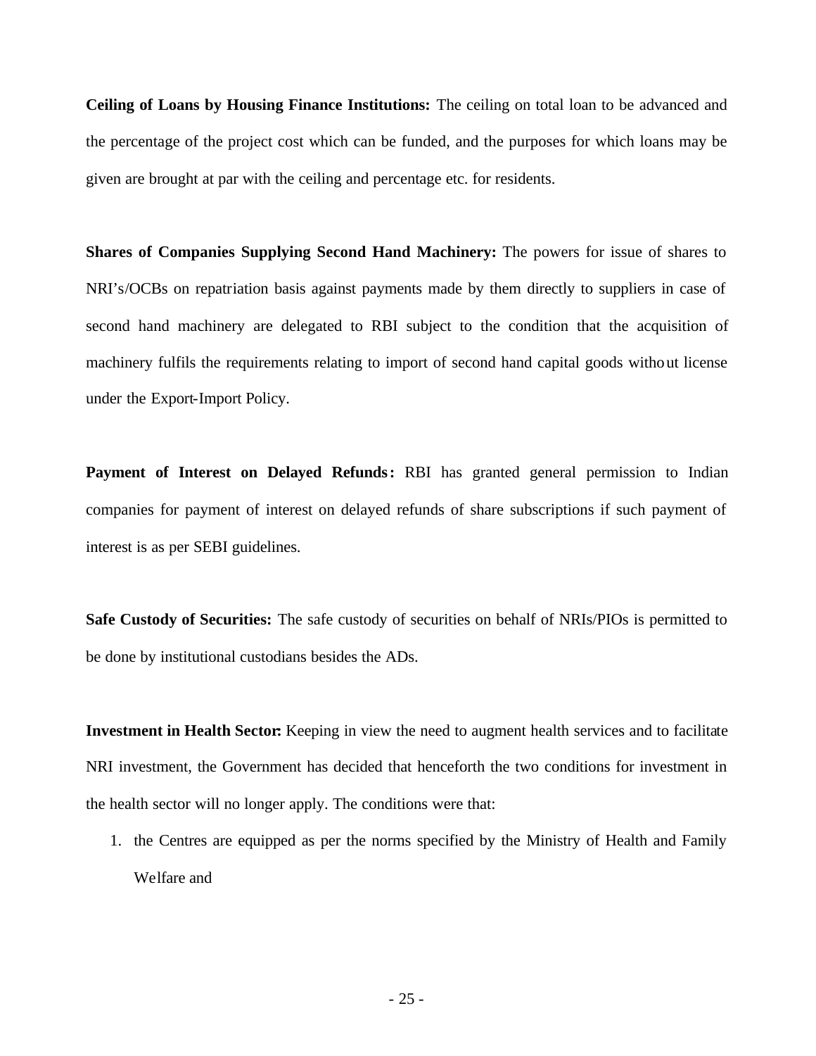**Ceiling of Loans by Housing Finance Institutions:** The ceiling on total loan to be advanced and the percentage of the project cost which can be funded, and the purposes for which loans may be given are brought at par with the ceiling and percentage etc. for residents.

**Shares of Companies Supplying Second Hand Machinery:** The powers for issue of shares to NRI's/OCBs on repatriation basis against payments made by them directly to suppliers in case of second hand machinery are delegated to RBI subject to the condition that the acquisition of machinery fulfils the requirements relating to import of second hand capital goods without license under the Export-Import Policy.

**Payment of Interest on Delayed Refunds:** RBI has granted general permission to Indian companies for payment of interest on delayed refunds of share subscriptions if such payment of interest is as per SEBI guidelines.

**Safe Custody of Securities:** The safe custody of securities on behalf of NRIs/PIOs is permitted to be done by institutional custodians besides the ADs.

**Investment in Health Sector:** Keeping in view the need to augment health services and to facilitate NRI investment, the Government has decided that henceforth the two conditions for investment in the health sector will no longer apply. The conditions were that:

1. the Centres are equipped as per the norms specified by the Ministry of Health and Family Welfare and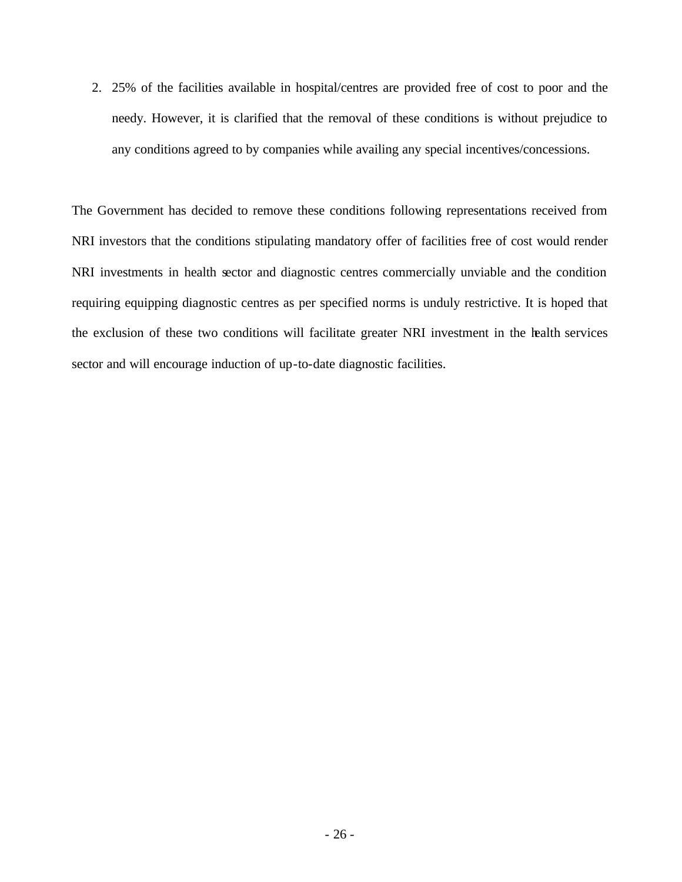2. 25% of the facilities available in hospital/centres are provided free of cost to poor and the needy. However, it is clarified that the removal of these conditions is without prejudice to any conditions agreed to by companies while availing any special incentives/concessions.

The Government has decided to remove these conditions following representations received from NRI investors that the conditions stipulating mandatory offer of facilities free of cost would render NRI investments in health sector and diagnostic centres commercially unviable and the condition requiring equipping diagnostic centres as per specified norms is unduly restrictive. It is hoped that the exclusion of these two conditions will facilitate greater NRI investment in the health services sector and will encourage induction of up-to-date diagnostic facilities.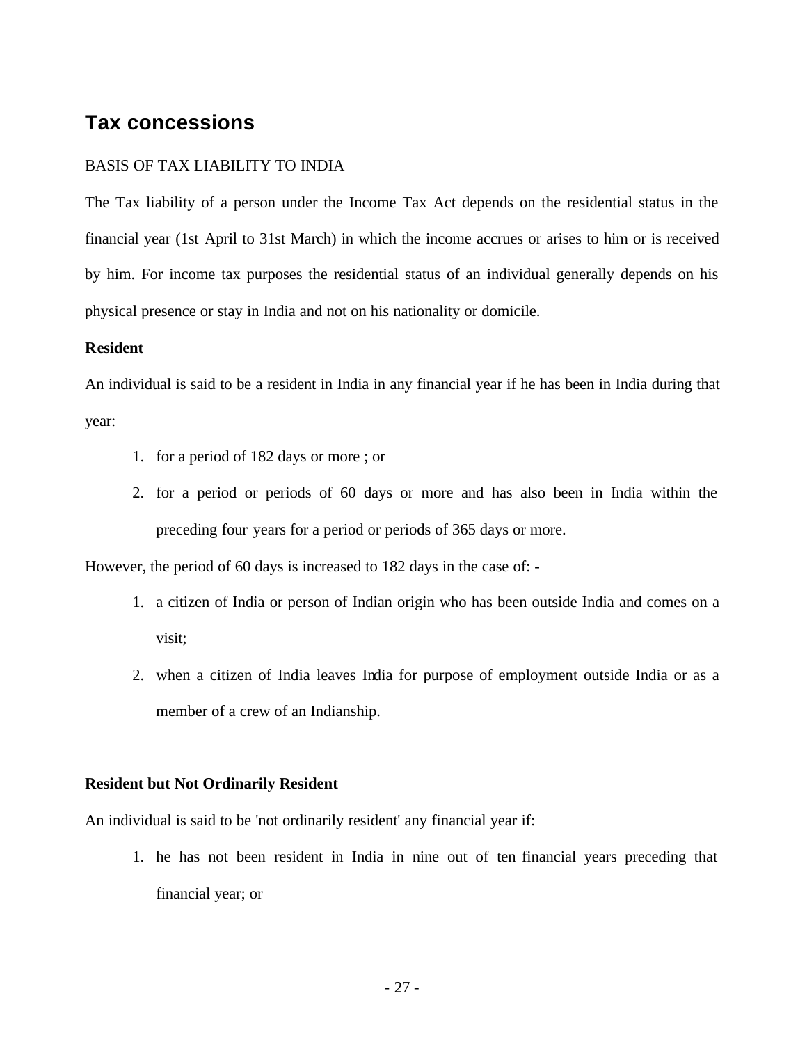## Tax concessions

BASIS OF TAX LIABILITY TO INDIA

The Tax liability of a person under the Income Tax Act depends on the residential status in the financial year (1st April to 31st March) in which the income accrues or arises to him or is received by him. For income tax purposes the residential status of an individual generally depends on his physical presence or stay in India and not on his nationality or domicile.

**Resident**

An individual is said to be a resident in India in any financial year if he has been in India during that year:

1. for a period of 182 days or more ; or
2. for a period or periods of 60 days or more and has also been in India within the preceding four years for a period or periods of 365 days or more.

However, the period of 60 days is increased to 182 days in the case of: -

1. a citizen of India or person of Indian origin who has been outside India and comes on a visit;
2. when a citizen of India leaves India for purpose of employment outside India or as a member of a crew of an Indianship.

**Resident but Not Ordinarily Resident**

An individual is said to be 'not ordinarily resident' any financial year if:

1. he has not been resident in India in nine out of ten financial years preceding that financial year; or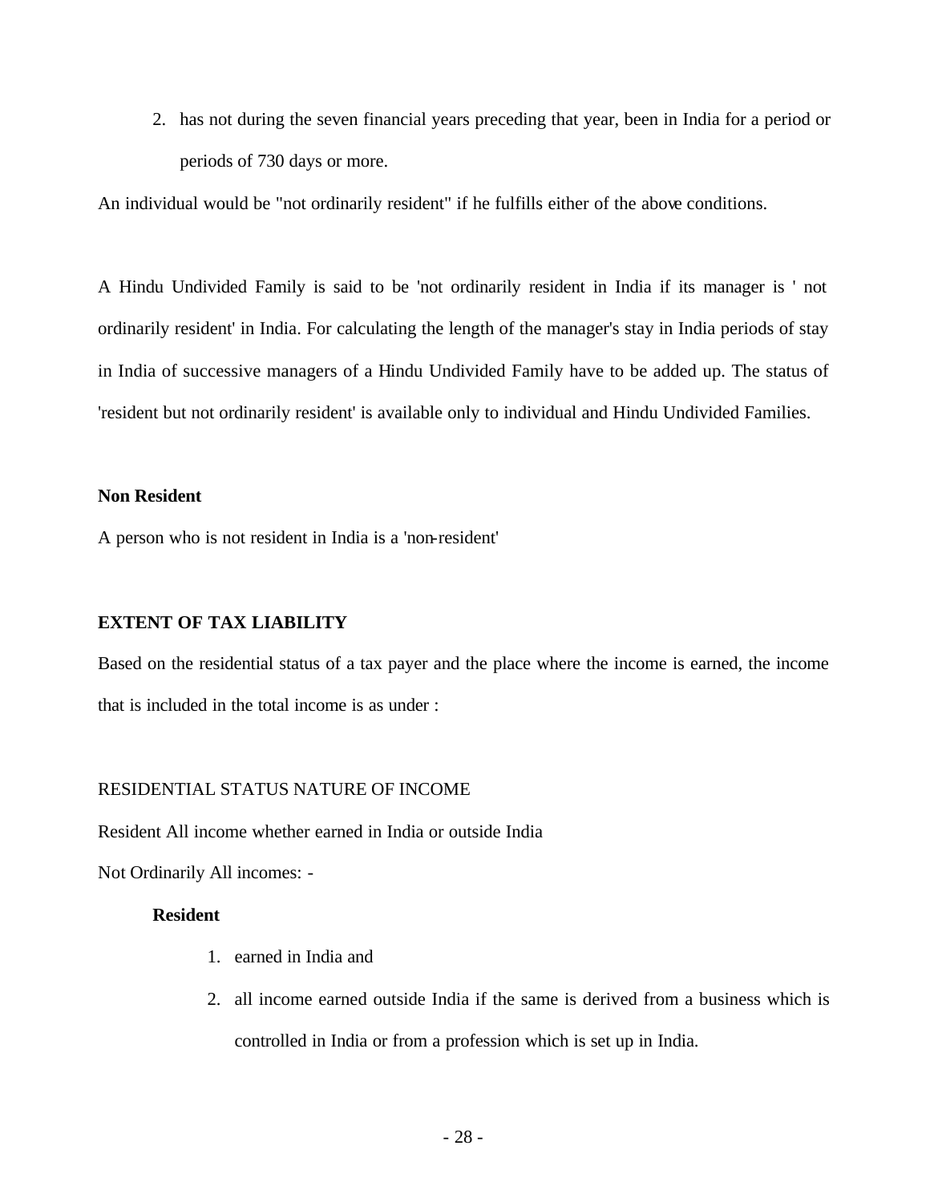2. has not during the seven financial years preceding that year, been in India for a period or periods of 730 days or more.

An individual would be "not ordinarily resident" if he fulfills either of the above conditions.

A Hindu Undivided Family is said to be 'not ordinarily resident in India if its manager is ' not ordinarily resident' in India. For calculating the length of the manager's stay in India periods of stay in India of successive managers of a Hindu Undivided Family have to be added up. The status of 'resident but not ordinarily resident' is available only to individual and Hindu Undivided Families.

**Non Resident**

A person who is not resident in India is a 'non-resident'

**EXTENT OF TAX LIABILITY**

Based on the residential status of a tax payer and the place where the income is earned, the income that is included in the total income is as under :

| RESIDENTIAL STATUS | NATURE OF INCOME |
|---|---|
| Resident | All income whether earned in India or outside India |
| Not Ordinarily **Resident** | All incomes: -<br>1. earned in India and<br>2. all income earned outside India if the same is derived from a business which is controlled in India or from a profession which is set up in India. |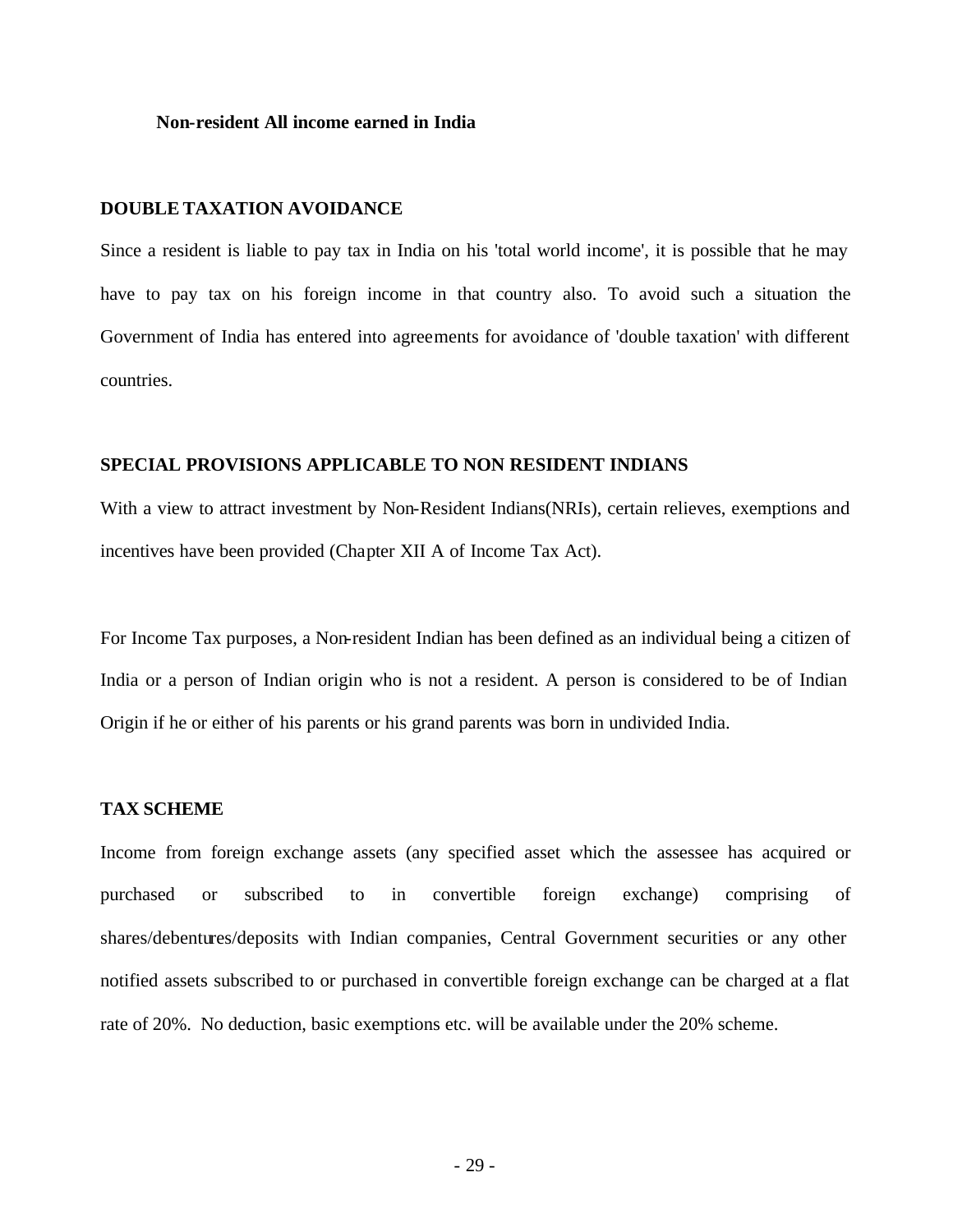**Non-resident All income earned in India**

## DOUBLE TAXATION AVOIDANCE

Since a resident is liable to pay tax in India on his 'total world income', it is possible that he may have to pay tax on his foreign income in that country also. To avoid such a situation the Government of India has entered into agreements for avoidance of 'double taxation' with different countries.

## SPECIAL PROVISIONS APPLICABLE TO NON RESIDENT INDIANS

With a view to attract investment by Non-Resident Indians(NRIs), certain relieves, exemptions and incentives have been provided (Chapter XII A of Income Tax Act).

For Income Tax purposes, a Non-resident Indian has been defined as an individual being a citizen of India or a person of Indian origin who is not a resident. A person is considered to be of Indian Origin if he or either of his parents or his grand parents was born in undivided India.

## TAX SCHEME

Income from foreign exchange assets (any specified asset which the assessee has acquired or purchased or subscribed to in convertible foreign exchange) comprising of shares/debentures/deposits with Indian companies, Central Government securities or any other notified assets subscribed to or purchased in convertible foreign exchange can be charged at a flat rate of 20%. No deduction, basic exemptions etc. will be available under the 20% scheme.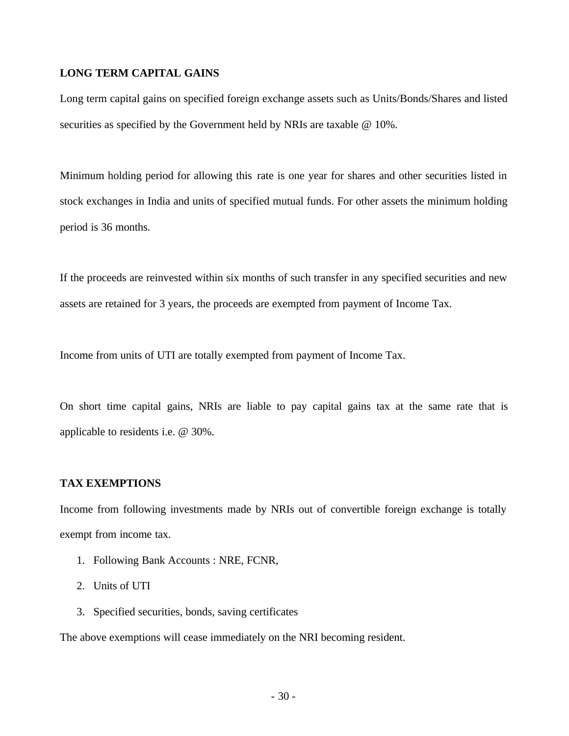## LONG TERM CAPITAL GAINS

Long term capital gains on specified foreign exchange assets such as Units/Bonds/Shares and listed securities as specified by the Government held by NRIs are taxable @ 10%.

Minimum holding period for allowing this rate is one year for shares and other securities listed in stock exchanges in India and units of specified mutual funds. For other assets the minimum holding period is 36 months.

If the proceeds are reinvested within six months of such transfer in any specified securities and new assets are retained for 3 years, the proceeds are exempted from payment of Income Tax.

Income from units of UTI are totally exempted from payment of Income Tax.

On short time capital gains, NRIs are liable to pay capital gains tax at the same rate that is applicable to residents i.e. @ 30%.

## TAX EXEMPTIONS

Income from following investments made by NRIs out of convertible foreign exchange is totally exempt from income tax.

1. Following Bank Accounts : NRE, FCNR,
2. Units of UTI
3. Specified securities, bonds, saving certificates

The above exemptions will cease immediately on the NRI becoming resident.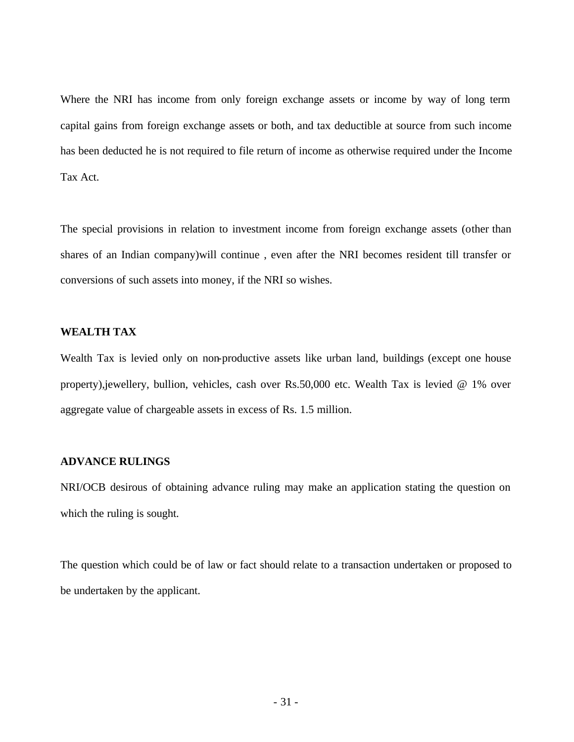Where the NRI has income from only foreign exchange assets or income by way of long term capital gains from foreign exchange assets or both, and tax deductible at source from such income has been deducted he is not required to file return of income as otherwise required under the Income Tax Act.

The special provisions in relation to investment income from foreign exchange assets (other than shares of an Indian company)will continue , even after the NRI becomes resident till transfer or conversions of such assets into money, if the NRI so wishes.

**WEALTH TAX**

Wealth Tax is levied only on non-productive assets like urban land, buildings (except one house property),jewellery, bullion, vehicles, cash over Rs.50,000 etc. Wealth Tax is levied @ 1% over aggregate value of chargeable assets in excess of Rs. 1.5 million.

**ADVANCE RULINGS**

NRI/OCB desirous of obtaining advance ruling may make an application stating the question on which the ruling is sought.

The question which could be of law or fact should relate to a transaction undertaken or proposed to be undertaken by the applicant.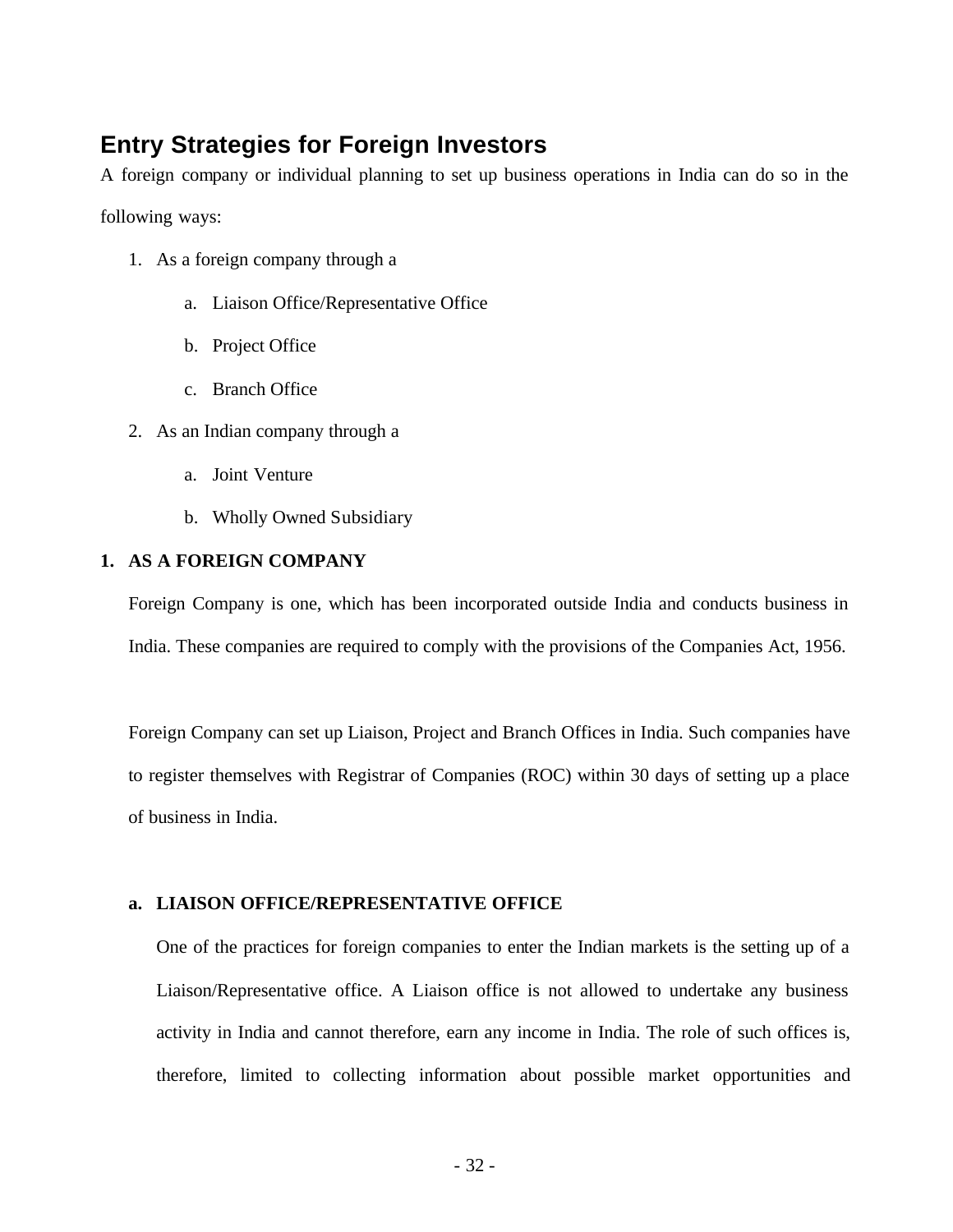## Entry Strategies for Foreign Investors

A foreign company or individual planning to set up business operations in India can do so in the following ways:

1. As a foreign company through a
   a. Liaison Office/Representative Office
   b. Project Office
   c. Branch Office
2. As an Indian company through a
   a. Joint Venture
   b. Wholly Owned Subsidiary

**1. AS A FOREIGN COMPANY**

Foreign Company is one, which has been incorporated outside India and conducts business in India. These companies are required to comply with the provisions of the Companies Act, 1956.

Foreign Company can set up Liaison, Project and Branch Offices in India. Such companies have to register themselves with Registrar of Companies (ROC) within 30 days of setting up a place of business in India.

**a. LIAISON OFFICE/REPRESENTATIVE OFFICE**

One of the practices for foreign companies to enter the Indian markets is the setting up of a Liaison/Representative office. A Liaison office is not allowed to undertake any business activity in India and cannot therefore, earn any income in India. The role of such offices is, therefore, limited to collecting information about possible market opportunities and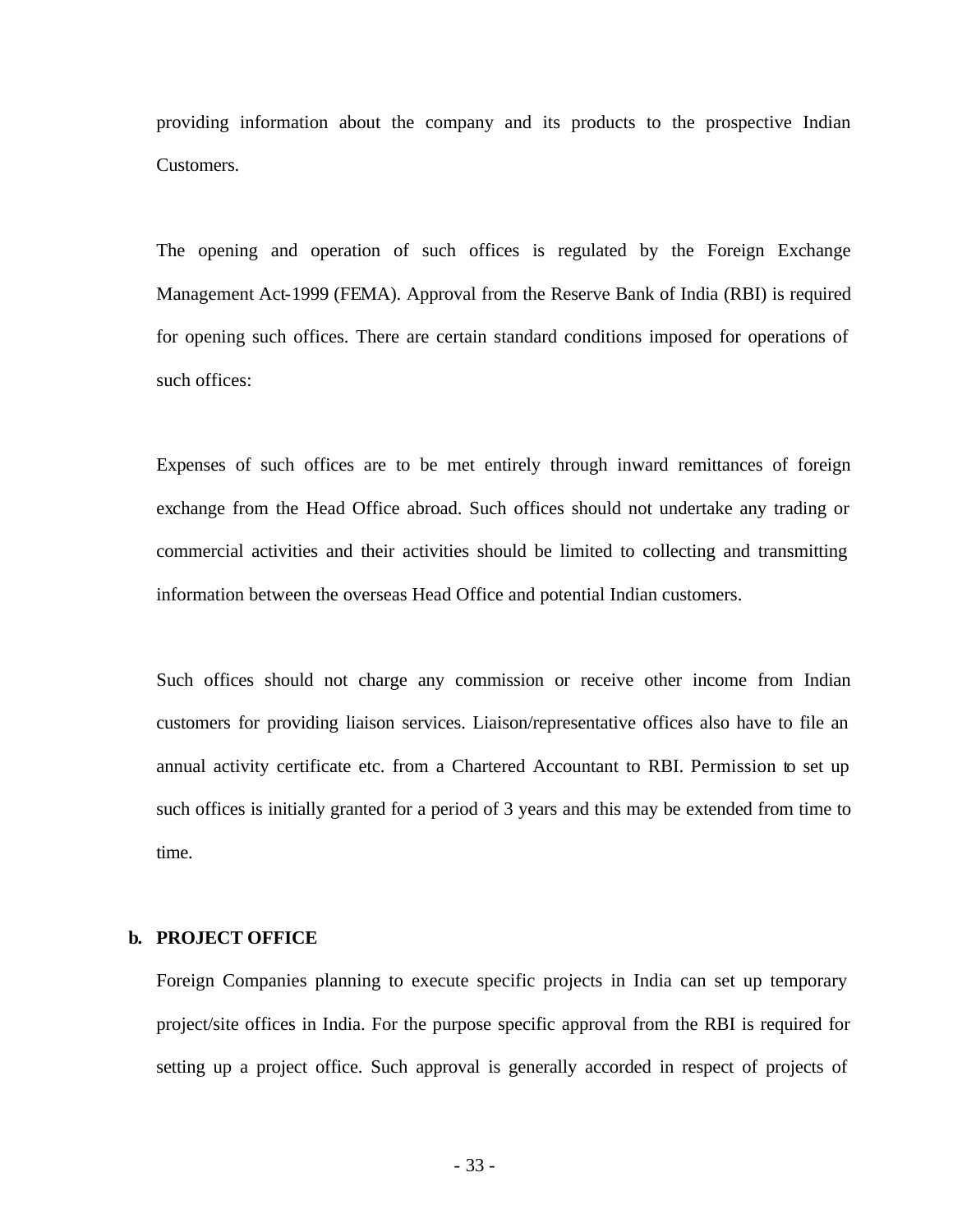providing information about the company and its products to the prospective Indian Customers.

The opening and operation of such offices is regulated by the Foreign Exchange Management Act-1999 (FEMA). Approval from the Reserve Bank of India (RBI) is required for opening such offices. There are certain standard conditions imposed for operations of such offices:

Expenses of such offices are to be met entirely through inward remittances of foreign exchange from the Head Office abroad. Such offices should not undertake any trading or commercial activities and their activities should be limited to collecting and transmitting information between the overseas Head Office and potential Indian customers.

Such offices should not charge any commission or receive other income from Indian customers for providing liaison services. Liaison/representative offices also have to file an annual activity certificate etc. from a Chartered Accountant to RBI. Permission to set up such offices is initially granted for a period of 3 years and this may be extended from time to time.

**b. PROJECT OFFICE**

Foreign Companies planning to execute specific projects in India can set up temporary project/site offices in India. For the purpose specific approval from the RBI is required for setting up a project office. Such approval is generally accorded in respect of projects of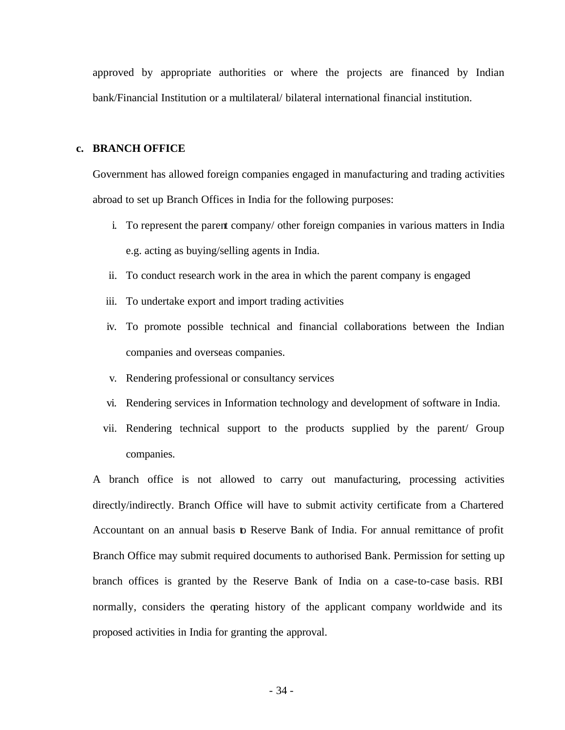approved by appropriate authorities or where the projects are financed by Indian bank/Financial Institution or a multilateral/ bilateral international financial institution.

**c. BRANCH OFFICE**

Government has allowed foreign companies engaged in manufacturing and trading activities abroad to set up Branch Offices in India for the following purposes:

i. To represent the parent company/ other foreign companies in various matters in India e.g. acting as buying/selling agents in India.
ii. To conduct research work in the area in which the parent company is engaged
iii. To undertake export and import trading activities
iv. To promote possible technical and financial collaborations between the Indian companies and overseas companies.
v. Rendering professional or consultancy services
vi. Rendering services in Information technology and development of software in India.
vii. Rendering technical support to the products supplied by the parent/ Group companies.

A branch office is not allowed to carry out manufacturing, processing activities directly/indirectly. Branch Office will have to submit activity certificate from a Chartered Accountant on an annual basis to Reserve Bank of India. For annual remittance of profit Branch Office may submit required documents to authorised Bank. Permission for setting up branch offices is granted by the Reserve Bank of India on a case-to-case basis. RBI normally, considers the operating history of the applicant company worldwide and its proposed activities in India for granting the approval.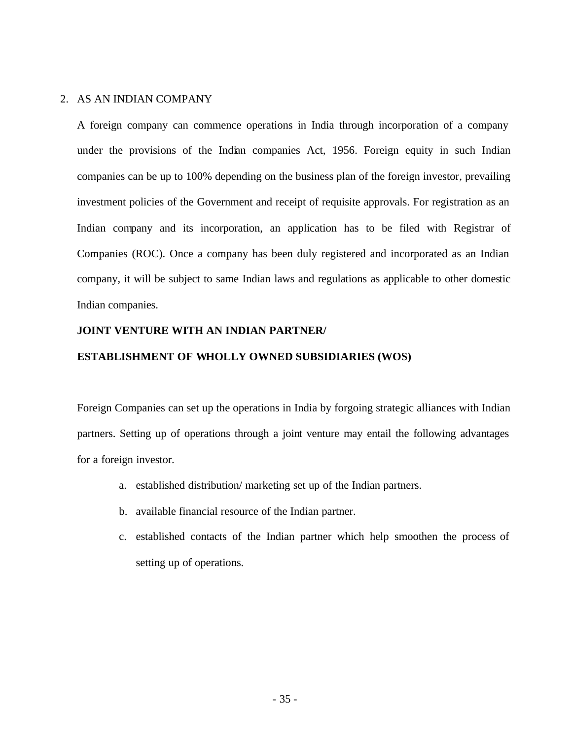2. AS AN INDIAN COMPANY

A foreign company can commence operations in India through incorporation of a company under the provisions of the Indian companies Act, 1956. Foreign equity in such Indian companies can be up to 100% depending on the business plan of the foreign investor, prevailing investment policies of the Government and receipt of requisite approvals. For registration as an Indian company and its incorporation, an application has to be filed with Registrar of Companies (ROC). Once a company has been duly registered and incorporated as an Indian company, it will be subject to same Indian laws and regulations as applicable to other domestic Indian companies.

**JOINT VENTURE WITH AN INDIAN PARTNER/**

**ESTABLISHMENT OF WHOLLY OWNED SUBSIDIARIES (WOS)**

Foreign Companies can set up the operations in India by forgoing strategic alliances with Indian partners. Setting up of operations through a joint venture may entail the following advantages for a foreign investor.

a. established distribution/ marketing set up of the Indian partners.
b. available financial resource of the Indian partner.
c. established contacts of the Indian partner which help smoothen the process of setting up of operations.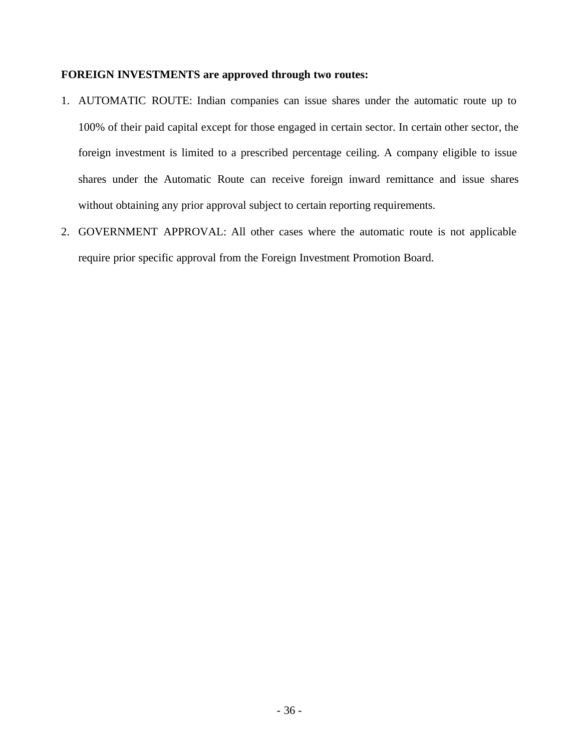**FOREIGN INVESTMENTS are approved through two routes:**

1. AUTOMATIC ROUTE: Indian companies can issue shares under the automatic route up to 100% of their paid capital except for those engaged in certain sector. In certain other sector, the foreign investment is limited to a prescribed percentage ceiling. A company eligible to issue shares under the Automatic Route can receive foreign inward remittance and issue shares without obtaining any prior approval subject to certain reporting requirements.
2. GOVERNMENT APPROVAL: All other cases where the automatic route is not applicable require prior specific approval from the Foreign Investment Promotion Board.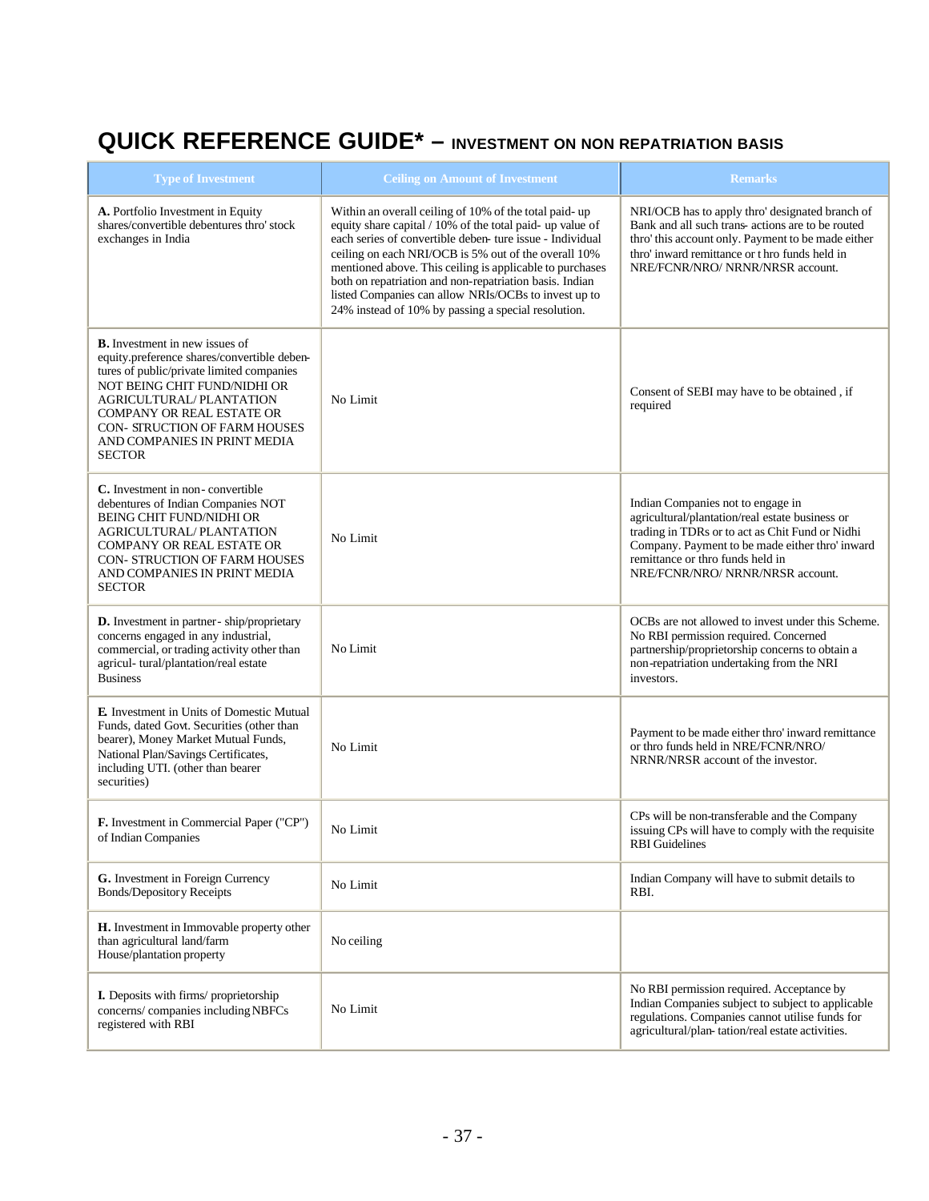# QUICK REFERENCE GUIDE* – INVESTMENT ON NON REPATRIATION BASIS

| Type of Investment | Ceiling on Amount of Investment | Remarks |
|---|---|---|
| **A.** Portfolio Investment in Equity shares/convertible debentures thro' stock exchanges in India | Within an overall ceiling of 10% of the total paid- up equity share capital / 10% of the total paid- up value of each series of convertible deben- ture issue - Individual ceiling on each NRI/OCB is 5% out of the overall 10% mentioned above. This ceiling is applicable to purchases both on repatriation and non-repatriation basis. Indian listed Companies can allow NRIs/OCBs to invest up to 24% instead of 10% by passing a special resolution. | NRI/OCB has to apply thro' designated branch of Bank and all such trans- actions are to be routed thro' this account only. Payment to be made either thro' inward remittance or t hro funds held in NRE/FCNR/NRO/ NRNR/NRSR account. |
| **B.** Investment in new issues of equity.preference shares/convertible deben- tures of public/private limited companies NOT BEING CHIT FUND/NIDHI OR AGRICULTURAL/ PLANTATION COMPANY OR REAL ESTATE OR CON- STRUCTION OF FARM HOUSES AND COMPANIES IN PRINT MEDIA SECTOR | No Limit | Consent of SEBI may have to be obtained , if required |
| **C.** Investment in non- convertible debentures of Indian Companies NOT BEING CHIT FUND/NIDHI OR AGRICULTURAL/ PLANTATION COMPANY OR REAL ESTATE OR CON- STRUCTION OF FARM HOUSES AND COMPANIES IN PRINT MEDIA SECTOR | No Limit | Indian Companies not to engage in agricultural/plantation/real estate business or trading in TDRs or to act as Chit Fund or Nidhi Company. Payment to be made either thro' inward remittance or thro funds held in NRE/FCNR/NRO/ NRNR/NRSR account. |
| **D.** Investment in partner- ship/proprietary concerns engaged in any industrial, commercial, or trading activity other than agricul- tural/plantation/real estate Business | No Limit | OCBs are not allowed to invest under this Scheme. No RBI permission required. Concerned partnership/proprietorship concerns to obtain a non-repatriation undertaking from the NRI investors. |
| **E.** Investment in Units of Domestic Mutual Funds, dated Govt. Securities (other than bearer), Money Market Mutual Funds, National Plan/Savings Certificates, including UTI. (other than bearer securities) | No Limit | Payment to be made either thro' inward remittance or thro funds held in NRE/FCNR/NRO/ NRNR/NRSR account of the investor. |
| **F.** Investment in Commercial Paper ("CP") of Indian Companies | No Limit | CPs will be non-transferable and the Company issuing CPs will have to comply with the requisite RBI Guidelines |
| **G.** Investment in Foreign Currency Bonds/Depository Receipts | No Limit | Indian Company will have to submit details to RBI. |
| **H.** Investment in Immovable property other than agricultural land/farm House/plantation property | No ceiling | |
| **I.** Deposits with firms/ proprietorship concerns/ companies including NBFCs registered with RBI | No Limit | No RBI permission required. Acceptance by Indian Companies subject to subject to applicable regulations. Companies cannot utilise funds for agricultural/plan- tation/real estate activities. |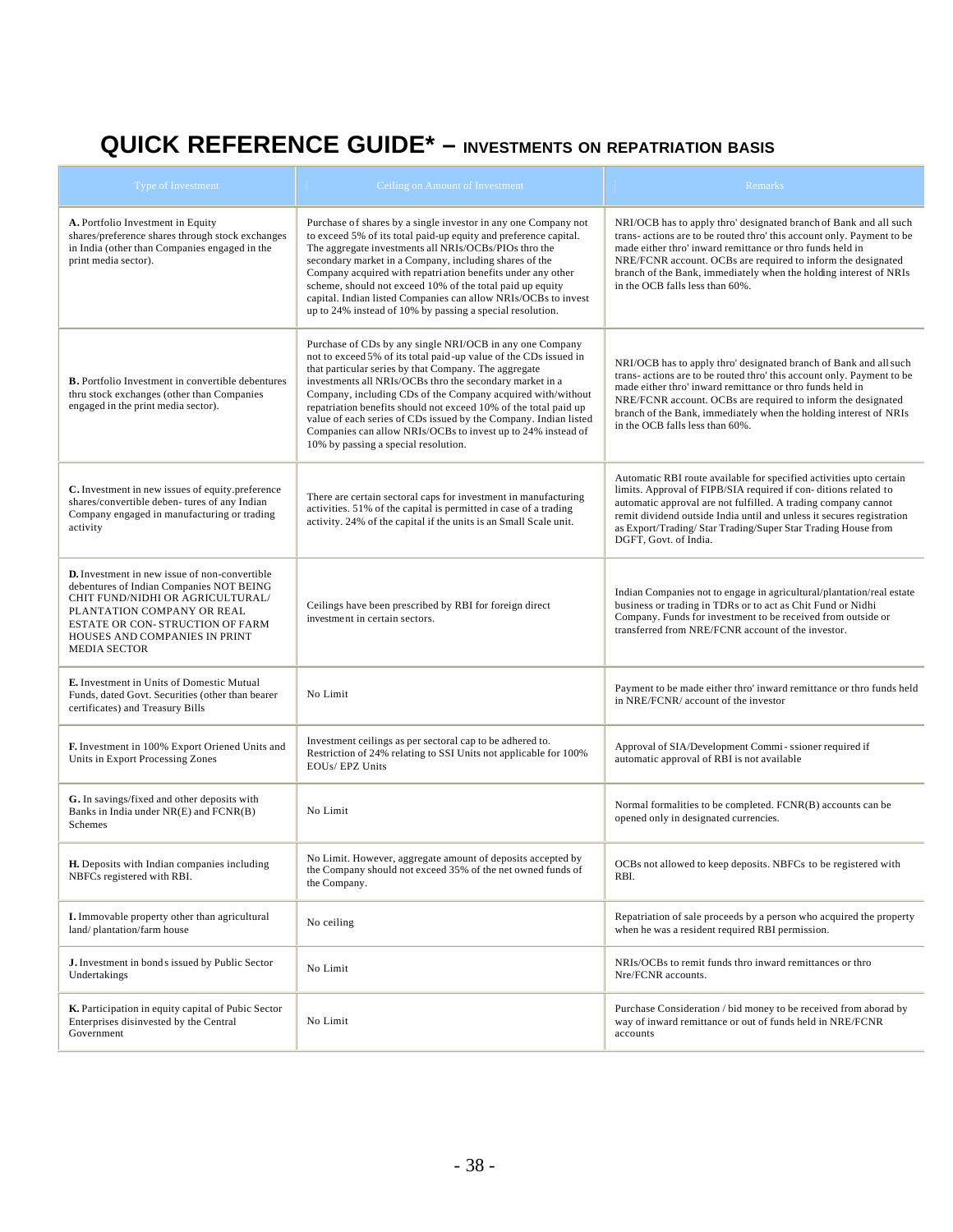# QUICK REFERENCE GUIDE* – INVESTMENTS ON REPATRIATION BASIS

| Type of Investment | Ceiling on Amount of Investment | Remarks |
|---|---|---|
| **A.** Portfolio Investment in Equity shares/preference shares through stock exchanges in India (other than Companies engaged in the print media sector). | Purchase of shares by a single investor in any one Company not to exceed 5% of its total paid-up equity and preference capital. The aggregate investments all NRIs/OCBs/PIOs thro the secondary market in a Company, including shares of the Company acquired with repatriation benefits under any other scheme, should not exceed 10% of the total paid up equity capital. Indian listed Companies can allow NRIs/OCBs to invest up to 24% instead of 10% by passing a special resolution. | NRI/OCB has to apply thro' designated branch of Bank and all such trans- actions are to be routed thro' this account only. Payment to be made either thro' inward remittance or thro funds held in NRE/FCNR account. OCBs are required to inform the designated branch of the Bank, immediately when the holding interest of NRIs in the OCB falls less than 60%. |
| **B.** Portfolio Investment in convertible debentures thru stock exchanges (other than Companies engaged in the print media sector). | Purchase of CDs by any single NRI/OCB in any one Company not to exceed 5% of its total paid-up value of the CDs issued in that particular series by that Company. The aggregate investments all NRIs/OCBs thro the secondary market in a Company, including CDs of the Company acquired with/without repatriation benefits should not exceed 10% of the total paid up value of each series of CDs issued by the Company. Indian listed Companies can allow NRIs/OCBs to invest up to 24% instead of 10% by passing a special resolution. | NRI/OCB has to apply thro' designated branch of Bank and all such trans- actions are to be routed thro' this account only. Payment to be made either thro' inward remittance or thro funds held in NRE/FCNR account. OCBs are required to inform the designated branch of the Bank, immediately when the holding interest of NRIs in the OCB falls less than 60%. |
| **C.** Investment in new issues of equity.preference shares/convertible deben- tures of any Indian Company engaged in manufacturing or trading activity | There are certain sectoral caps for investment in manufacturing activities. 51% of the capital is permitted in case of a trading activity. 24% of the capital if the units is an Small Scale unit. | Automatic RBI route available for specified activities upto certain limits. Approval of FIPB/SIA required if con- ditions related to automatic approval are not fulfilled. A trading company cannot remit dividend outside India until and unless it secures registration as Export/Trading/ Star Trading/Super Star Trading House from DGFT, Govt. of India. |
| **D.** Investment in new issue of non-convertible debentures of Indian Companies NOT BEING CHIT FUND/NIDHI OR AGRICULTURAL/ PLANTATION COMPANY OR REAL ESTATE OR CON- STRUCTION OF FARM HOUSES AND COMPANIES IN PRINT MEDIA SECTOR | Ceilings have been prescribed by RBI for foreign direct investment in certain sectors. | Indian Companies not to engage in agricultural/plantation/real estate business or trading in TDRs or to act as Chit Fund or Nidhi Company. Funds for investment to be received from outside or transferred from NRE/FCNR account of the investor. |
| **E.** Investment in Units of Domestic Mutual Funds, dated Govt. Securities (other than bearer certificates) and Treasury Bills | No Limit | Payment to be made either thro' inward remittance or thro funds held in NRE/FCNR/ account of the investor |
| **F.** Investment in 100% Export Oriened Units and Units in Export Processing Zones | Investment ceilings as per sectoral cap to be adhered to. Restriction of 24% relating to SSI Units not applicable for 100% EOUs/ EPZ Units | Approval of SIA/Development Commi- ssioner required if automatic approval of RBI is not available |
| **G.** In savings/fixed and other deposits with Banks in India under NR(E) and FCNR(B) Schemes | No Limit | Normal formalities to be completed. FCNR(B) accounts can be opened only in designated currencies. |
| **H.** Deposits with Indian companies including NBFCs registered with RBI. | No Limit. However, aggregate amount of deposits accepted by the Company should not exceed 35% of the net owned funds of the Company. | OCBs not allowed to keep deposits. NBFCs to be registered with RBI. |
| **I.** Immovable property other than agricultural land/ plantation/farm house | No ceiling | Repatriation of sale proceeds by a person who acquired the property when he was a resident required RBI permission. |
| **J.** Investment in bonds issued by Public Sector Undertakings | No Limit | NRIs/OCBs to remit funds thro inward remittances or thro Nre/FCNR accounts. |
| **K.** Participation in equity capital of Pubic Sector Enterprises disinvested by the Central Government | No Limit | Purchase Consideration / bid money to be received from aborad by way of inward remittance or out of funds held in NRE/FCNR accounts |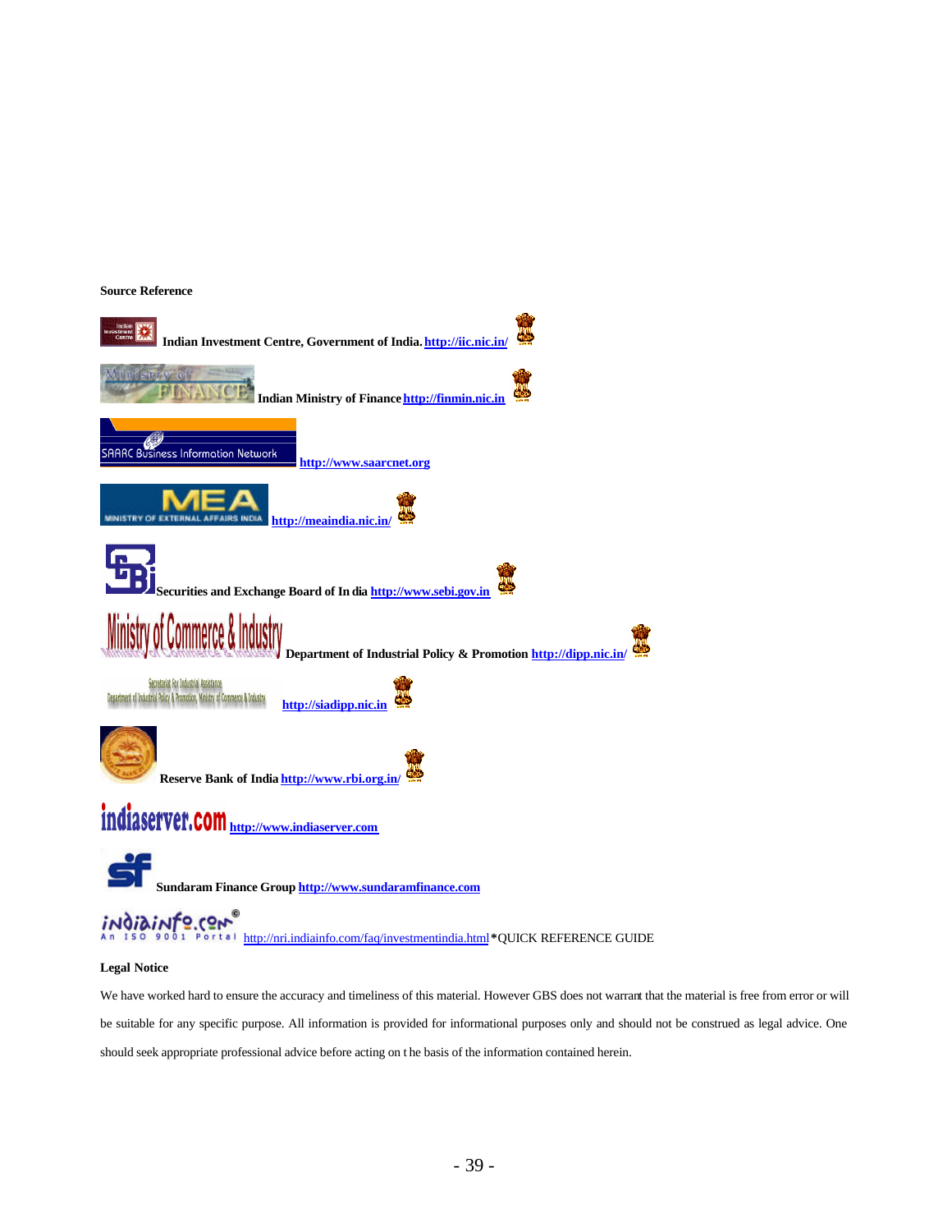**Source Reference**

**Indian Investment Centre, Government of India.** **http://iic.nic.in/**

**Indian Ministry of Finance** **http://finmin.nic.in**

**http://www.saarcnet.org**

**http://meaindia.nic.in/**

**Securities and Exchange Board of In dia** **http://www.sebi.gov.in**

**Department of Industrial Policy & Promotion** **http://dipp.nic.in/**

**http://siadipp.nic.in**

**Reserve Bank of India** **http://www.rbi.org.in/**

**http://www.indiaserver.com**

**Sundaram Finance Group** **http://www.sundaramfinance.com**

http://nri.indiainfo.com/faq/investmentindia.html *QUICK REFERENCE GUIDE

**Legal Notice**

We have worked hard to ensure the accuracy and timeliness of this material. However GBS does not warrant that the material is free from error or will be suitable for any specific purpose. All information is provided for informational purposes only and should not be construed as legal advice. One should seek appropriate professional advice before acting on t he basis of the information contained herein.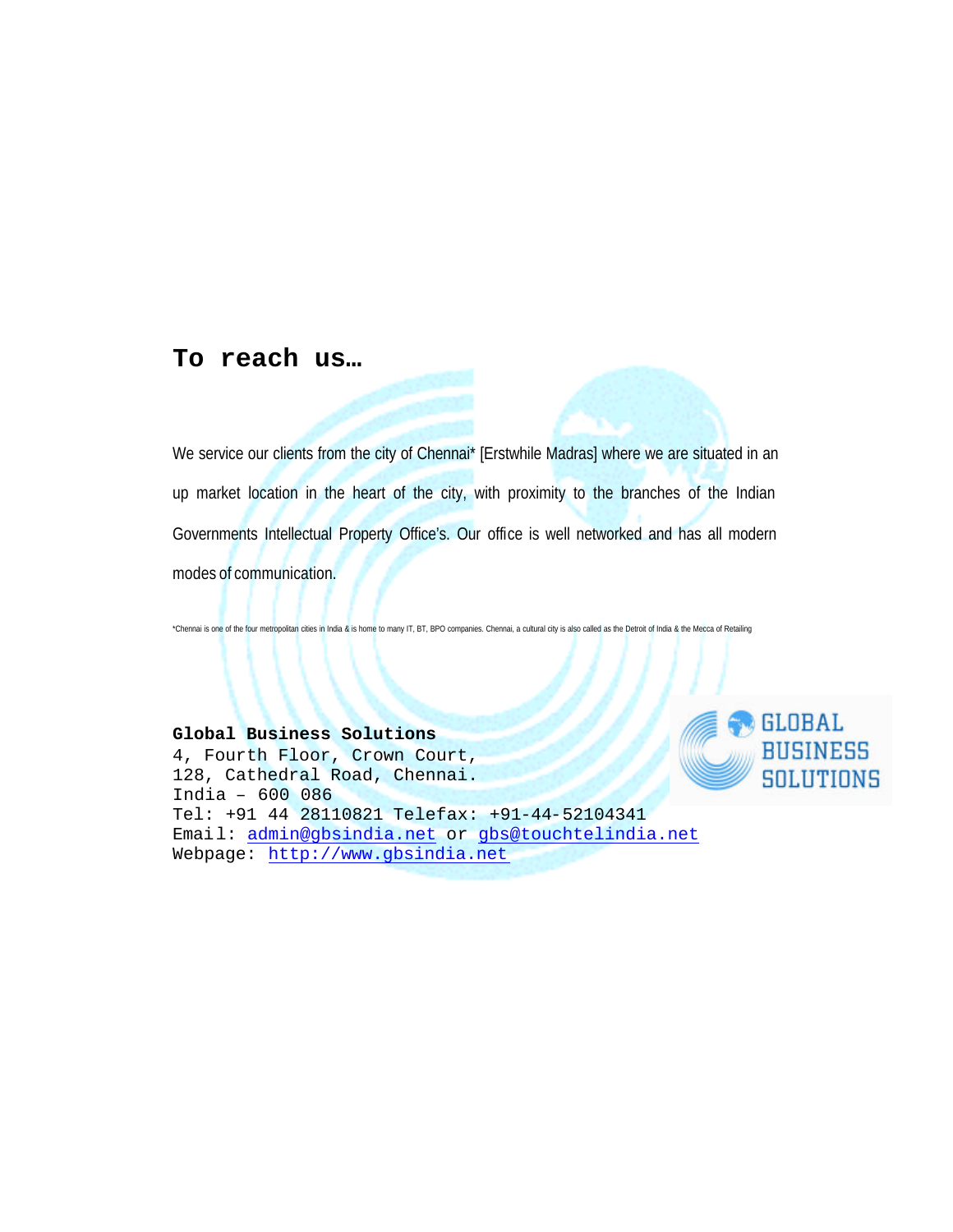## To reach us…

We service our clients from the city of Chennai* [Erstwhile Madras] where we are situated in an up market location in the heart of the city, with proximity to the branches of the Indian Governments Intellectual Property Office's. Our office is well networked and has all modern modes of communication.

*Chennai is one of the four metropolitan cities in India & is home to many IT, BT, BPO companies. Chennai, a cultural city is also called as the Detroit of India & the Mecca of Retailing

**Global Business Solutions**
4, Fourth Floor, Crown Court,
128, Cathedral Road, Chennai.
India – 600 086
Tel: +91 44 28110821 Telefax: +91-44-52104341
Email: admin@gbsindia.net or gbs@touchtelindia.net
Webpage: http://www.gbsindia.net

GLOBAL BUSINESS SOLUTIONS